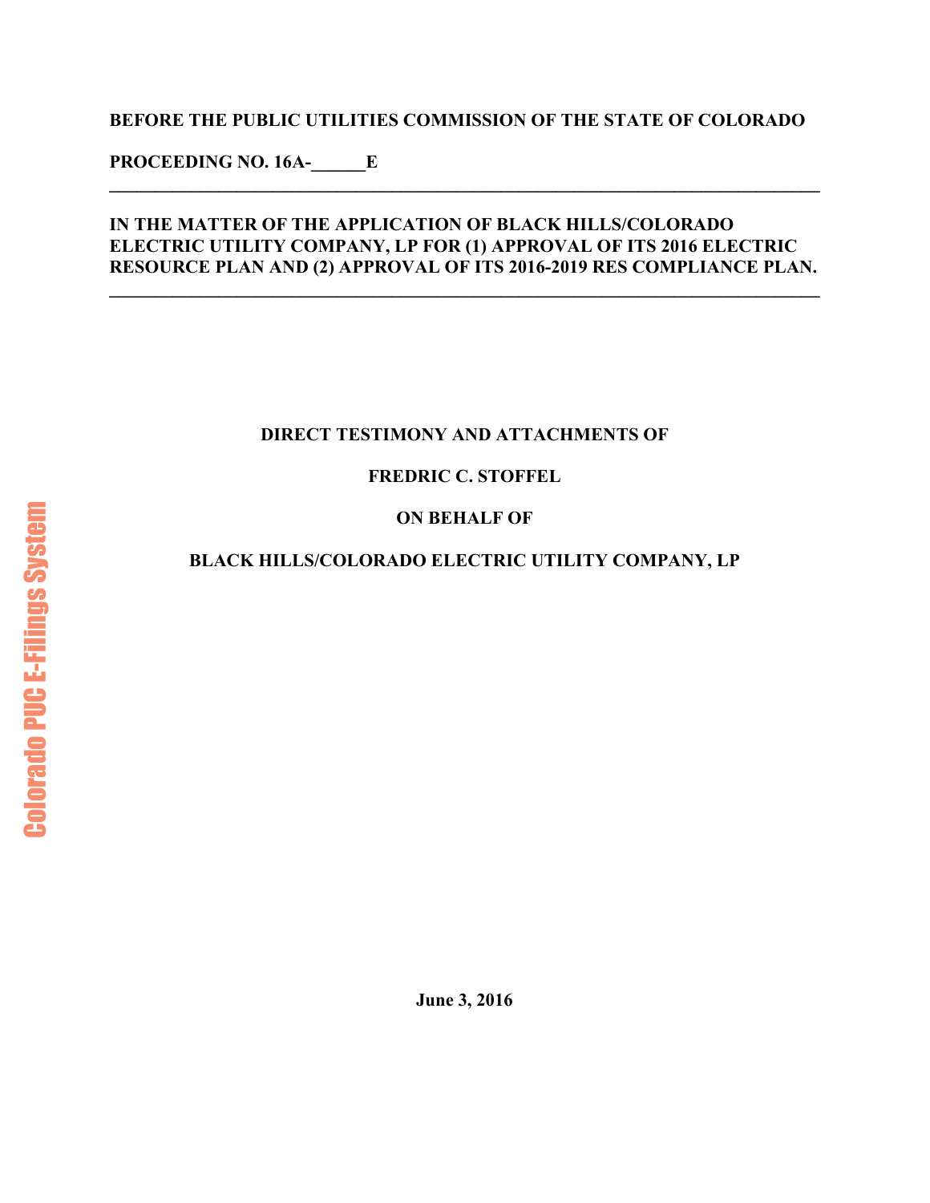**BEFORE THE PUBLIC UTILITIES COMMISSION OF THE STATE OF COLORADO**

**PROCEEDING NO. 16A-\_\_\_\_\_\_E**

---

**IN THE MATTER OF THE APPLICATION OF BLACK HILLS/COLORADO ELECTRIC UTILITY COMPANY, LP FOR (1) APPROVAL OF ITS 2016 ELECTRIC RESOURCE PLAN AND (2) APPROVAL OF ITS 2016-2019 RES COMPLIANCE PLAN.**

---

**DIRECT TESTIMONY AND ATTACHMENTS OF**

**FREDRIC C. STOFFEL**

**ON BEHALF OF**

**BLACK HILLS/COLORADO ELECTRIC UTILITY COMPANY, LP**

**June 3, 2016**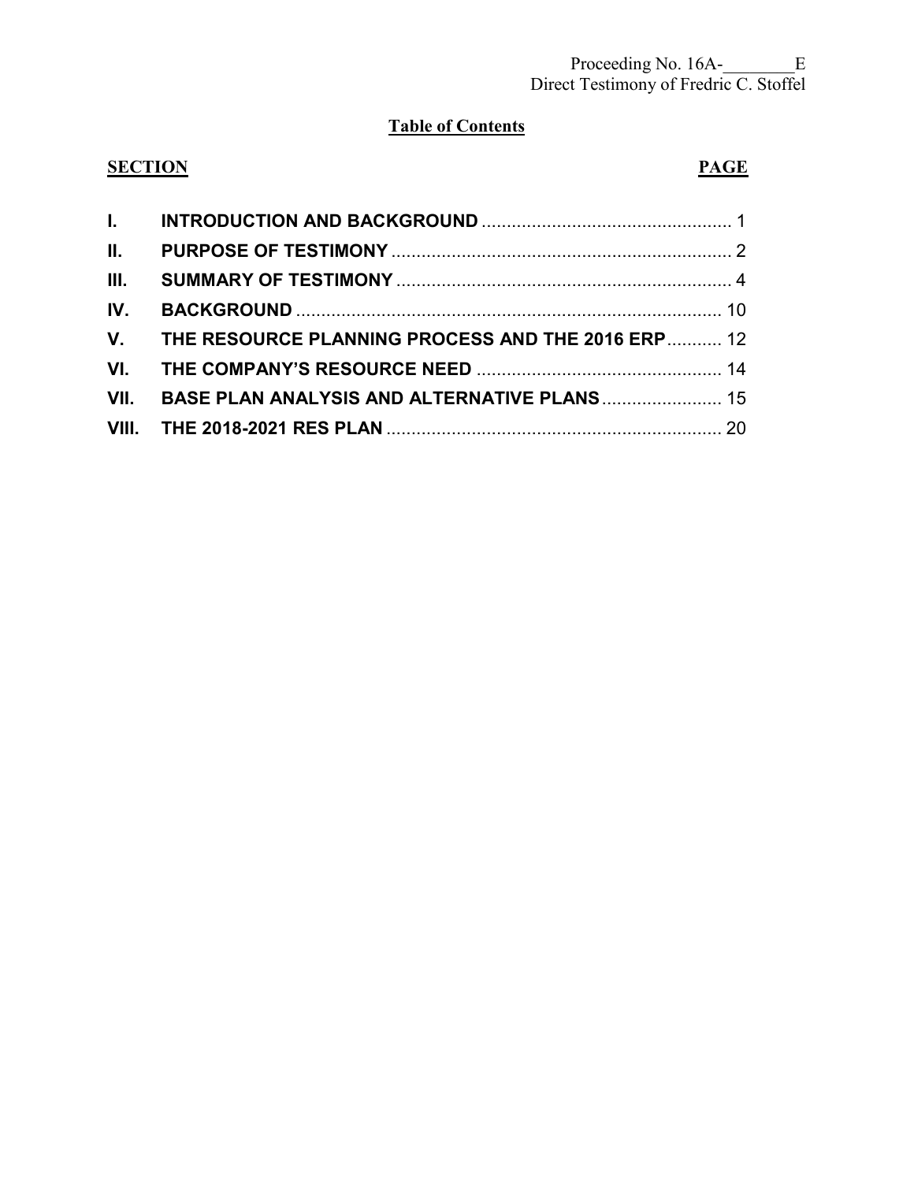## Table of Contents

| SECTION | | PAGE |
|---|---|---|
| I. | INTRODUCTION AND BACKGROUND | 1 |
| II. | PURPOSE OF TESTIMONY | 2 |
| III. | SUMMARY OF TESTIMONY | 4 |
| IV. | BACKGROUND | 10 |
| V. | THE RESOURCE PLANNING PROCESS AND THE 2016 ERP | 12 |
| VI. | THE COMPANY'S RESOURCE NEED | 14 |
| VII. | BASE PLAN ANALYSIS AND ALTERNATIVE PLANS | 15 |
| VIII. | THE 2018-2021 RES PLAN | 20 |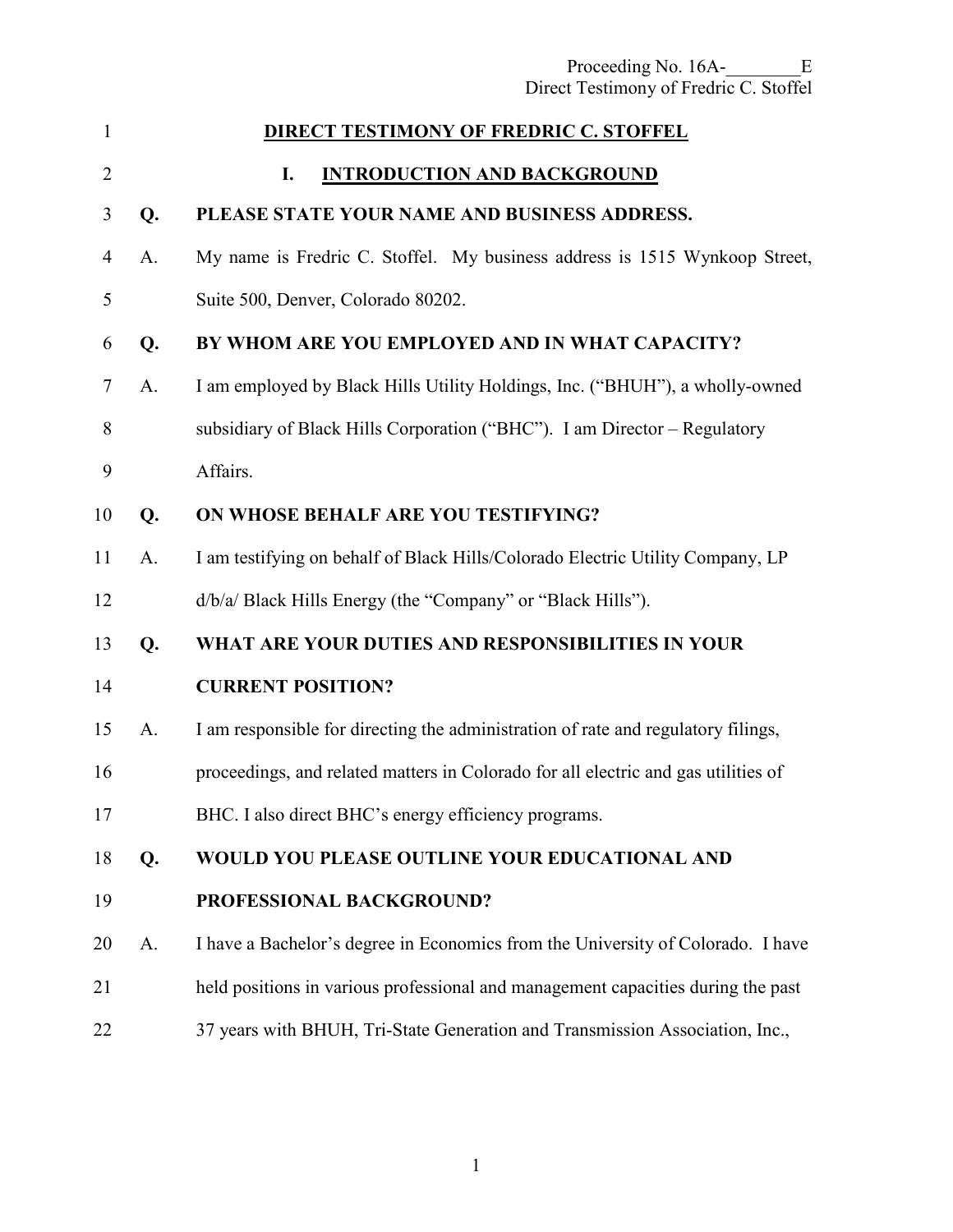# DIRECT TESTIMONY OF FREDRIC C. STOFFEL

## I. INTRODUCTION AND BACKGROUND

**Q. PLEASE STATE YOUR NAME AND BUSINESS ADDRESS.**

A. My name is Fredric C. Stoffel. My business address is 1515 Wynkoop Street, Suite 500, Denver, Colorado 80202.

**Q. BY WHOM ARE YOU EMPLOYED AND IN WHAT CAPACITY?**

A. I am employed by Black Hills Utility Holdings, Inc. ("BHUH"), a wholly-owned subsidiary of Black Hills Corporation ("BHC"). I am Director – Regulatory Affairs.

**Q. ON WHOSE BEHALF ARE YOU TESTIFYING?**

A. I am testifying on behalf of Black Hills/Colorado Electric Utility Company, LP d/b/a/ Black Hills Energy (the "Company" or "Black Hills").

**Q. WHAT ARE YOUR DUTIES AND RESPONSIBILITIES IN YOUR CURRENT POSITION?**

A. I am responsible for directing the administration of rate and regulatory filings, proceedings, and related matters in Colorado for all electric and gas utilities of BHC. I also direct BHC's energy efficiency programs.

**Q. WOULD YOU PLEASE OUTLINE YOUR EDUCATIONAL AND PROFESSIONAL BACKGROUND?**

A. I have a Bachelor's degree in Economics from the University of Colorado. I have held positions in various professional and management capacities during the past 37 years with BHUH, Tri-State Generation and Transmission Association, Inc.,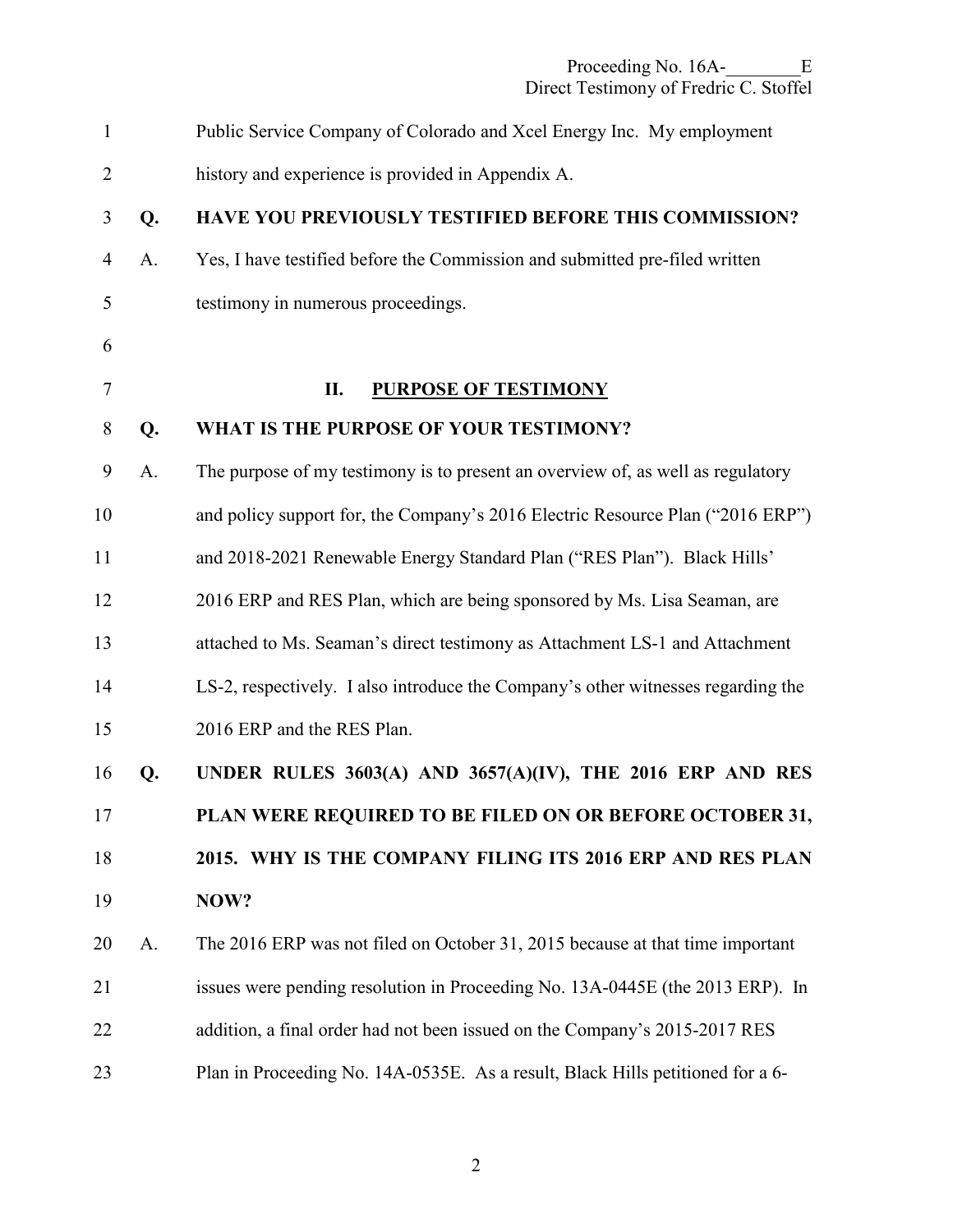Public Service Company of Colorado and Xcel Energy Inc. My employment history and experience is provided in Appendix A.

**Q. HAVE YOU PREVIOUSLY TESTIFIED BEFORE THIS COMMISSION?**

A. Yes, I have testified before the Commission and submitted pre-filed written testimony in numerous proceedings.

## II. PURPOSE OF TESTIMONY

**Q. WHAT IS THE PURPOSE OF YOUR TESTIMONY?**

A. The purpose of my testimony is to present an overview of, as well as regulatory and policy support for, the Company's 2016 Electric Resource Plan ("2016 ERP") and 2018-2021 Renewable Energy Standard Plan ("RES Plan"). Black Hills' 2016 ERP and RES Plan, which are being sponsored by Ms. Lisa Seaman, are attached to Ms. Seaman's direct testimony as Attachment LS-1 and Attachment LS-2, respectively. I also introduce the Company's other witnesses regarding the 2016 ERP and the RES Plan.

**Q. UNDER RULES 3603(A) AND 3657(A)(IV), THE 2016 ERP AND RES PLAN WERE REQUIRED TO BE FILED ON OR BEFORE OCTOBER 31, 2015. WHY IS THE COMPANY FILING ITS 2016 ERP AND RES PLAN NOW?**

A. The 2016 ERP was not filed on October 31, 2015 because at that time important issues were pending resolution in Proceeding No. 13A-0445E (the 2013 ERP). In addition, a final order had not been issued on the Company's 2015-2017 RES Plan in Proceeding No. 14A-0535E. As a result, Black Hills petitioned for a 6-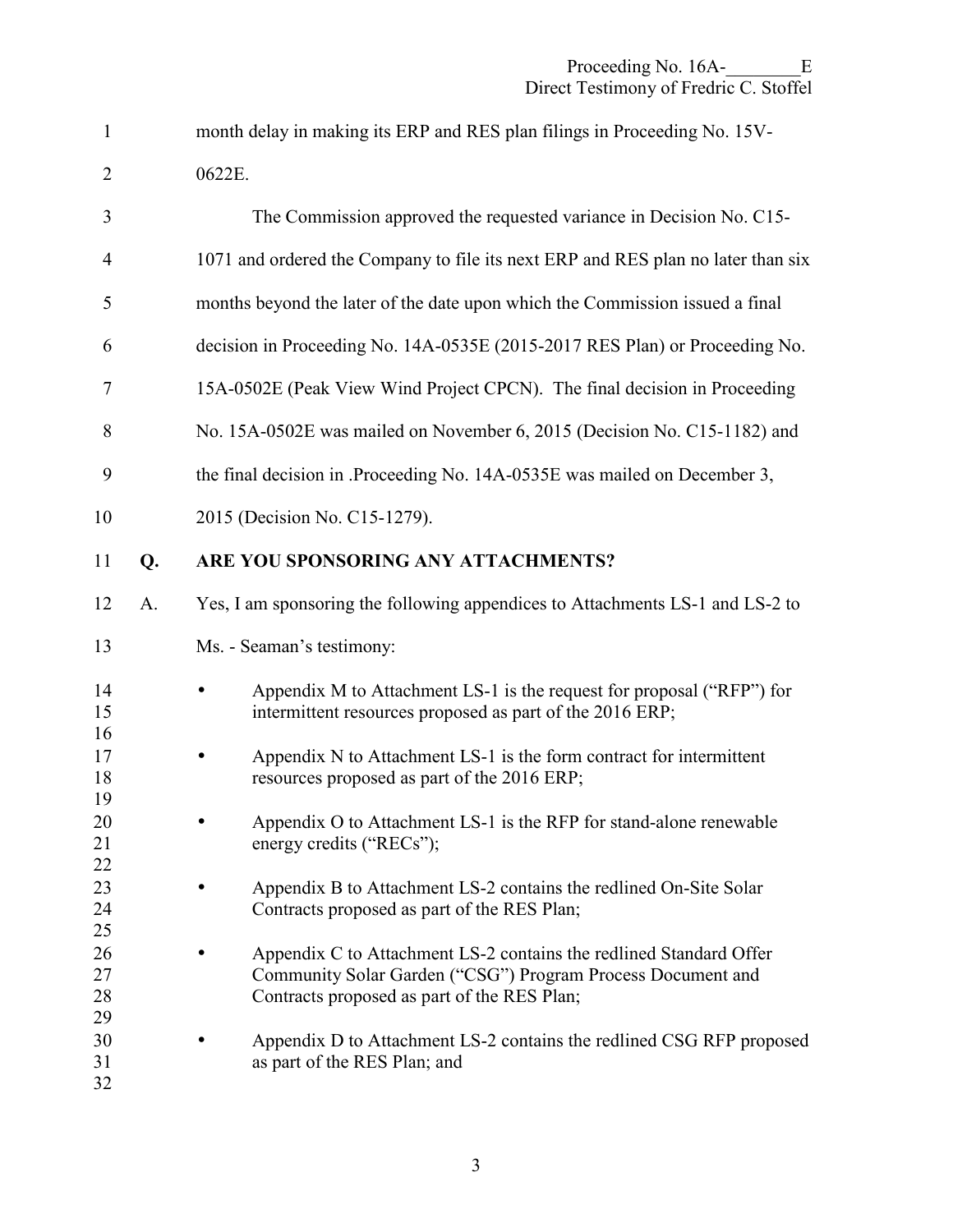month delay in making its ERP and RES plan filings in Proceeding No. 15V-0622E.

The Commission approved the requested variance in Decision No. C15-1071 and ordered the Company to file its next ERP and RES plan no later than six months beyond the later of the date upon which the Commission issued a final decision in Proceeding No. 14A-0535E (2015-2017 RES Plan) or Proceeding No. 15A-0502E (Peak View Wind Project CPCN). The final decision in Proceeding No. 15A-0502E was mailed on November 6, 2015 (Decision No. C15-1182) and the final decision in .Proceeding No. 14A-0535E was mailed on December 3, 2015 (Decision No. C15-1279).

**Q. ARE YOU SPONSORING ANY ATTACHMENTS?**

A. Yes, I am sponsoring the following appendices to Attachments LS-1 and LS-2 to Ms. - Seaman's testimony:

- Appendix M to Attachment LS-1 is the request for proposal ("RFP") for intermittent resources proposed as part of the 2016 ERP;
- Appendix N to Attachment LS-1 is the form contract for intermittent resources proposed as part of the 2016 ERP;
- Appendix O to Attachment LS-1 is the RFP for stand-alone renewable energy credits ("RECs");
- Appendix B to Attachment LS-2 contains the redlined On-Site Solar Contracts proposed as part of the RES Plan;
- Appendix C to Attachment LS-2 contains the redlined Standard Offer Community Solar Garden ("CSG") Program Process Document and Contracts proposed as part of the RES Plan;
- Appendix D to Attachment LS-2 contains the redlined CSG RFP proposed as part of the RES Plan; and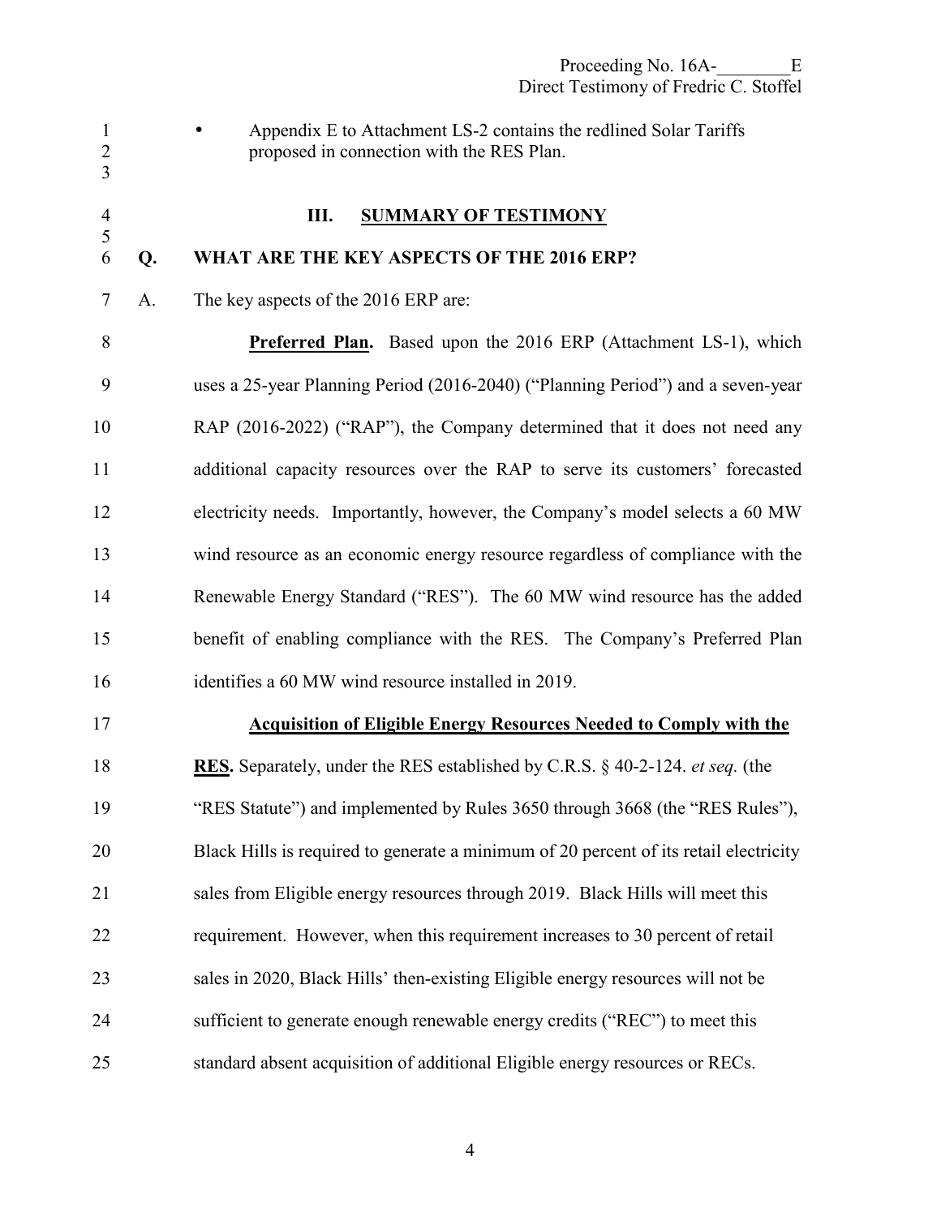- Appendix E to Attachment LS-2 contains the redlined Solar Tariffs proposed in connection with the RES Plan.

## III. SUMMARY OF TESTIMONY

**Q. WHAT ARE THE KEY ASPECTS OF THE 2016 ERP?**

A. The key aspects of the 2016 ERP are:

**Preferred Plan.** Based upon the 2016 ERP (Attachment LS-1), which uses a 25-year Planning Period (2016-2040) ("Planning Period") and a seven-year RAP (2016-2022) ("RAP"), the Company determined that it does not need any additional capacity resources over the RAP to serve its customers' forecasted electricity needs. Importantly, however, the Company's model selects a 60 MW wind resource as an economic energy resource regardless of compliance with the Renewable Energy Standard ("RES"). The 60 MW wind resource has the added benefit of enabling compliance with the RES. The Company's Preferred Plan identifies a 60 MW wind resource installed in 2019.

**Acquisition of Eligible Energy Resources Needed to Comply with the RES.** Separately, under the RES established by C.R.S. § 40-2-124. *et seq.* (the "RES Statute") and implemented by Rules 3650 through 3668 (the "RES Rules"), Black Hills is required to generate a minimum of 20 percent of its retail electricity sales from Eligible energy resources through 2019. Black Hills will meet this requirement. However, when this requirement increases to 30 percent of retail sales in 2020, Black Hills' then-existing Eligible energy resources will not be sufficient to generate enough renewable energy credits ("REC") to meet this standard absent acquisition of additional Eligible energy resources or RECs.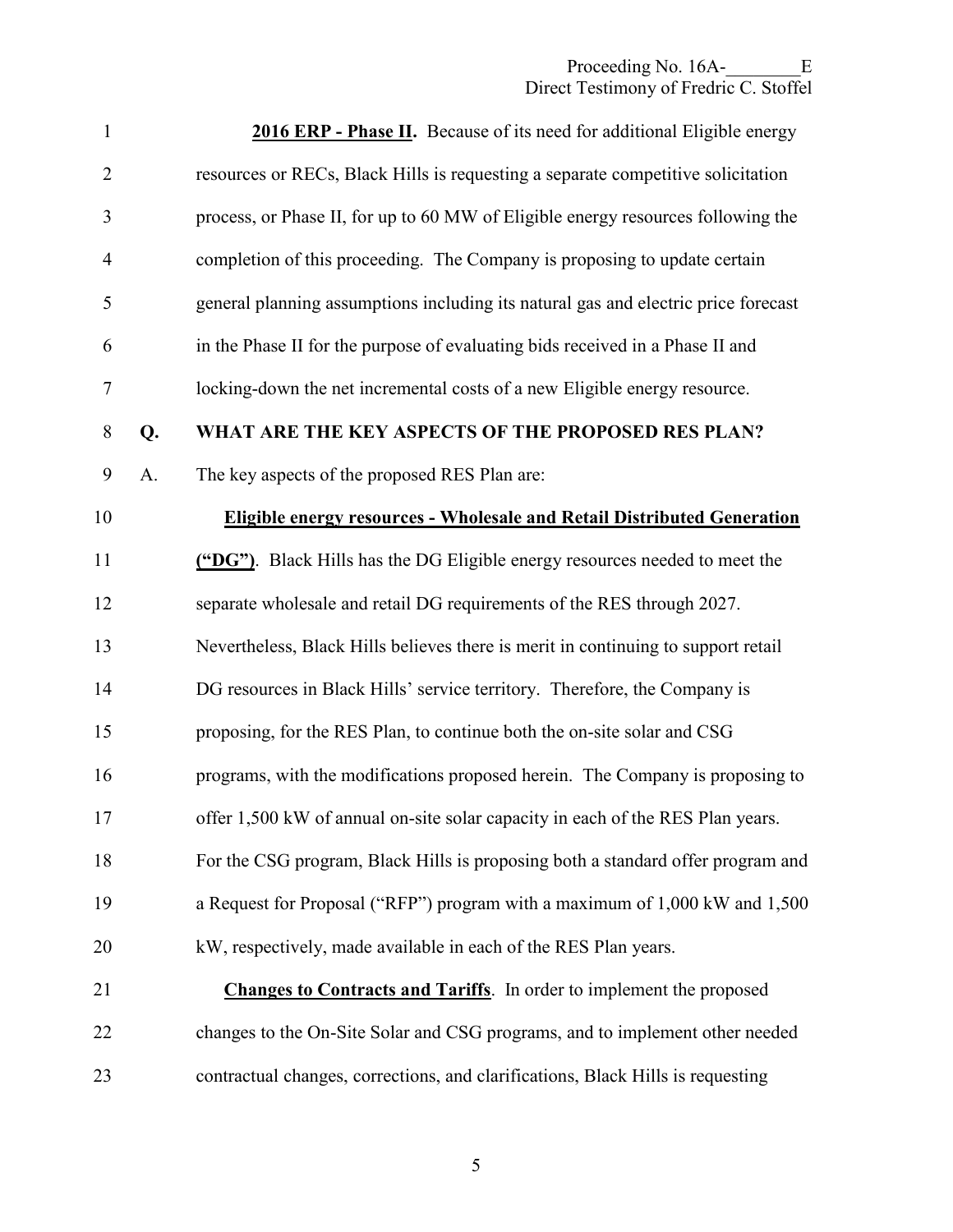**2016 ERP - Phase II.** Because of its need for additional Eligible energy resources or RECs, Black Hills is requesting a separate competitive solicitation process, or Phase II, for up to 60 MW of Eligible energy resources following the completion of this proceeding. The Company is proposing to update certain general planning assumptions including its natural gas and electric price forecast in the Phase II for the purpose of evaluating bids received in a Phase II and locking-down the net incremental costs of a new Eligible energy resource.

**Q. WHAT ARE THE KEY ASPECTS OF THE PROPOSED RES PLAN?**

A. The key aspects of the proposed RES Plan are:

**Eligible energy resources - Wholesale and Retail Distributed Generation ("DG")**. Black Hills has the DG Eligible energy resources needed to meet the separate wholesale and retail DG requirements of the RES through 2027. Nevertheless, Black Hills believes there is merit in continuing to support retail DG resources in Black Hills' service territory. Therefore, the Company is proposing, for the RES Plan, to continue both the on-site solar and CSG programs, with the modifications proposed herein. The Company is proposing to offer 1,500 kW of annual on-site solar capacity in each of the RES Plan years. For the CSG program, Black Hills is proposing both a standard offer program and a Request for Proposal ("RFP") program with a maximum of 1,000 kW and 1,500 kW, respectively, made available in each of the RES Plan years.

**Changes to Contracts and Tariffs**. In order to implement the proposed changes to the On-Site Solar and CSG programs, and to implement other needed contractual changes, corrections, and clarifications, Black Hills is requesting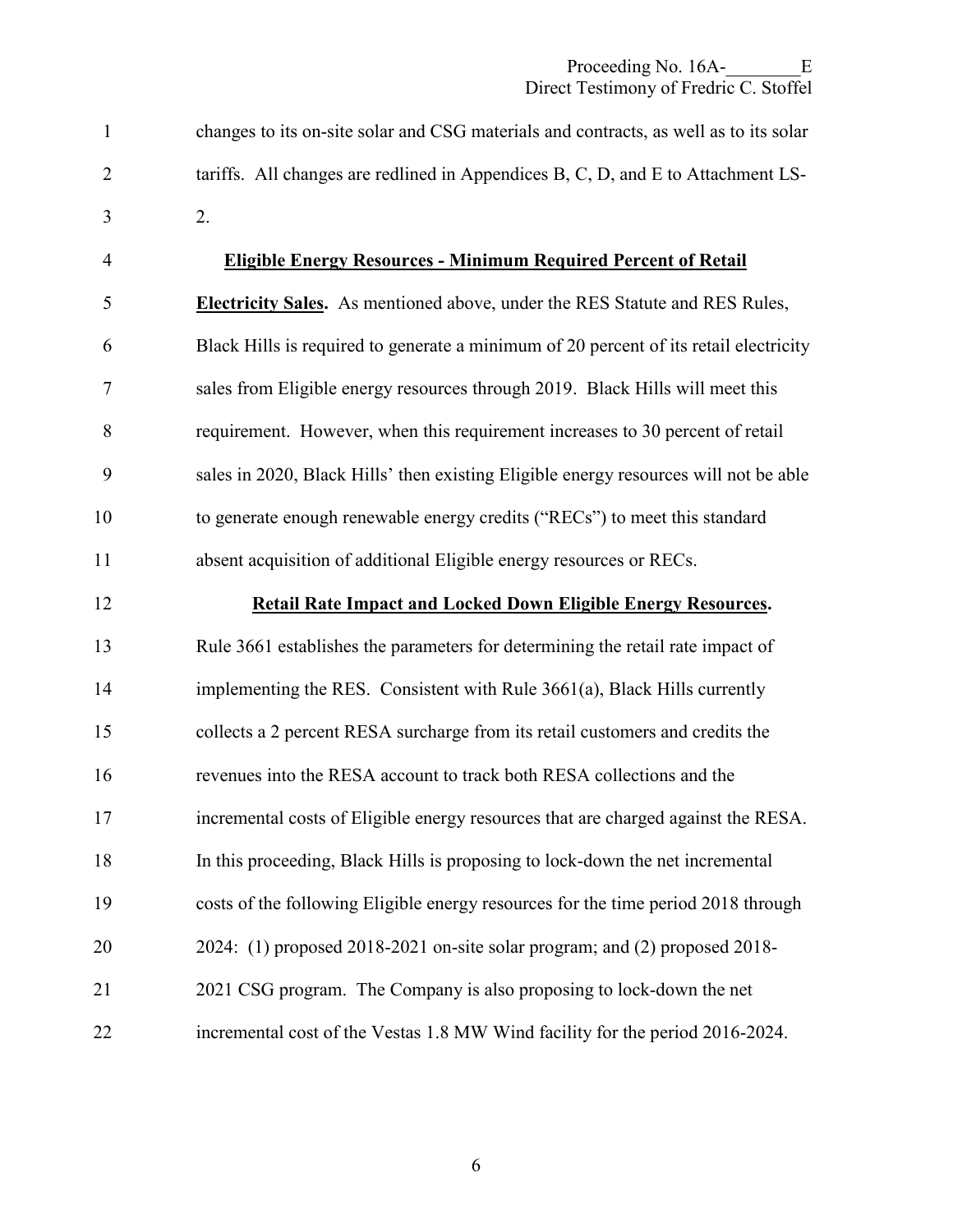changes to its on-site solar and CSG materials and contracts, as well as to its solar tariffs. All changes are redlined in Appendices B, C, D, and E to Attachment LS-2.

**Eligible Energy Resources - Minimum Required Percent of Retail Electricity Sales.** As mentioned above, under the RES Statute and RES Rules, Black Hills is required to generate a minimum of 20 percent of its retail electricity sales from Eligible energy resources through 2019. Black Hills will meet this requirement. However, when this requirement increases to 30 percent of retail sales in 2020, Black Hills' then existing Eligible energy resources will not be able to generate enough renewable energy credits ("RECs") to meet this standard absent acquisition of additional Eligible energy resources or RECs.

**Retail Rate Impact and Locked Down Eligible Energy Resources.** Rule 3661 establishes the parameters for determining the retail rate impact of implementing the RES. Consistent with Rule 3661(a), Black Hills currently collects a 2 percent RESA surcharge from its retail customers and credits the revenues into the RESA account to track both RESA collections and the incremental costs of Eligible energy resources that are charged against the RESA. In this proceeding, Black Hills is proposing to lock-down the net incremental costs of the following Eligible energy resources for the time period 2018 through 2024: (1) proposed 2018-2021 on-site solar program; and (2) proposed 2018-2021 CSG program. The Company is also proposing to lock-down the net incremental cost of the Vestas 1.8 MW Wind facility for the period 2016-2024.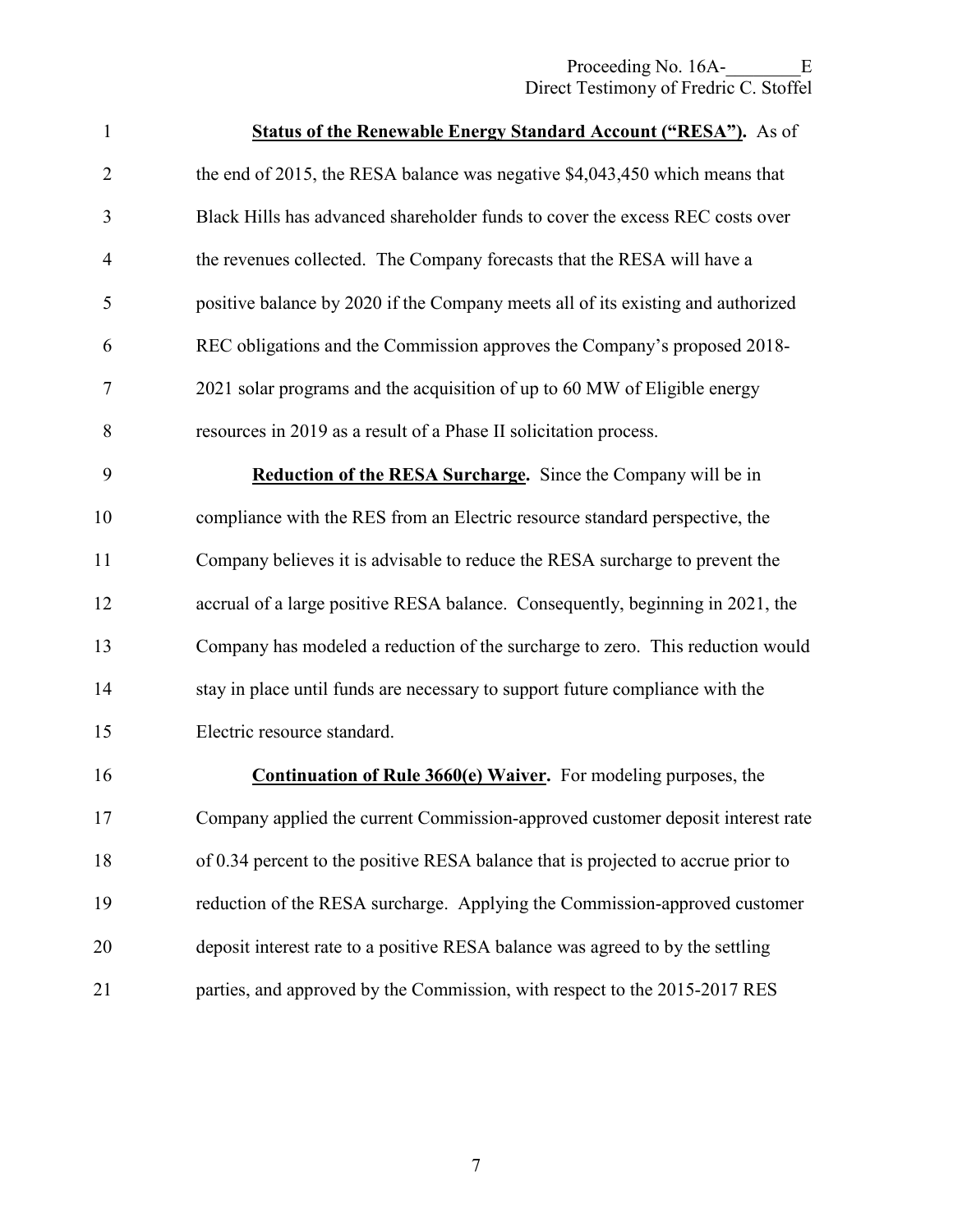**<u>Status of the Renewable Energy Standard Account ("RESA")</u>.** As of the end of 2015, the RESA balance was negative $4,043,450 which means that Black Hills has advanced shareholder funds to cover the excess REC costs over the revenues collected. The Company forecasts that the RESA will have a positive balance by 2020 if the Company meets all of its existing and authorized REC obligations and the Commission approves the Company's proposed 2018-2021 solar programs and the acquisition of up to 60 MW of Eligible energy resources in 2019 as a result of a Phase II solicitation process.

**<u>Reduction of the RESA Surcharge</u>.** Since the Company will be in compliance with the RES from an Electric resource standard perspective, the Company believes it is advisable to reduce the RESA surcharge to prevent the accrual of a large positive RESA balance. Consequently, beginning in 2021, the Company has modeled a reduction of the surcharge to zero. This reduction would stay in place until funds are necessary to support future compliance with the Electric resource standard.

**<u>Continuation of Rule 3660(e) Waiver</u>.** For modeling purposes, the Company applied the current Commission-approved customer deposit interest rate of 0.34 percent to the positive RESA balance that is projected to accrue prior to reduction of the RESA surcharge. Applying the Commission-approved customer deposit interest rate to a positive RESA balance was agreed to by the settling parties, and approved by the Commission, with respect to the 2015-2017 RES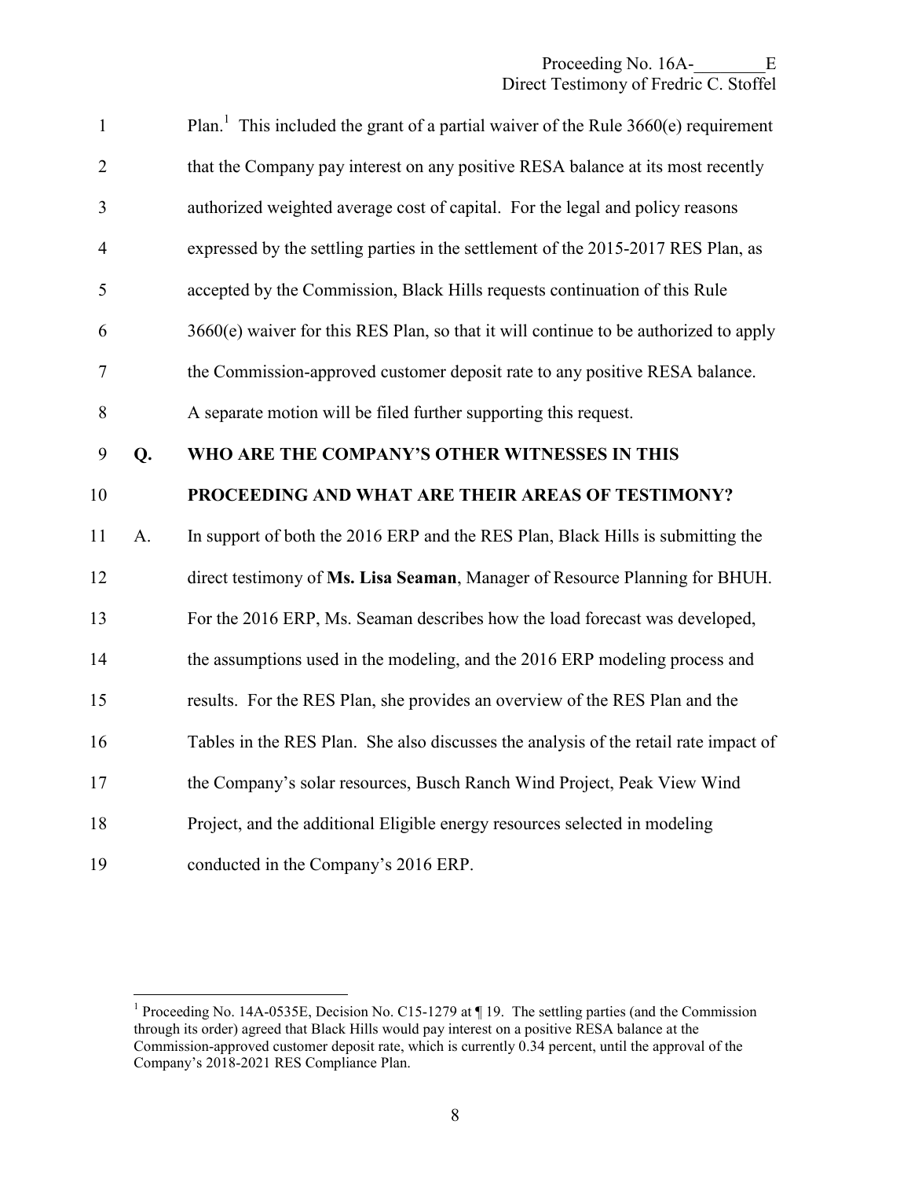Plan.[1] This included the grant of a partial waiver of the Rule 3660(e) requirement that the Company pay interest on any positive RESA balance at its most recently authorized weighted average cost of capital. For the legal and policy reasons expressed by the settling parties in the settlement of the 2015-2017 RES Plan, as accepted by the Commission, Black Hills requests continuation of this Rule 3660(e) waiver for this RES Plan, so that it will continue to be authorized to apply the Commission-approved customer deposit rate to any positive RESA balance. A separate motion will be filed further supporting this request.

**Q. WHO ARE THE COMPANY'S OTHER WITNESSES IN THIS PROCEEDING AND WHAT ARE THEIR AREAS OF TESTIMONY?**

A. In support of both the 2016 ERP and the RES Plan, Black Hills is submitting the direct testimony of **Ms. Lisa Seaman**, Manager of Resource Planning for BHUH. For the 2016 ERP, Ms. Seaman describes how the load forecast was developed, the assumptions used in the modeling, and the 2016 ERP modeling process and results. For the RES Plan, she provides an overview of the RES Plan and the Tables in the RES Plan. She also discusses the analysis of the retail rate impact of the Company's solar resources, Busch Ranch Wind Project, Peak View Wind Project, and the additional Eligible energy resources selected in modeling conducted in the Company's 2016 ERP.

---

[1] Proceeding No. 14A-0535E, Decision No. C15-1279 at ¶ 19. The settling parties (and the Commission through its order) agreed that Black Hills would pay interest on a positive RESA balance at the Commission-approved customer deposit rate, which is currently 0.34 percent, until the approval of the Company's 2018-2021 RES Compliance Plan.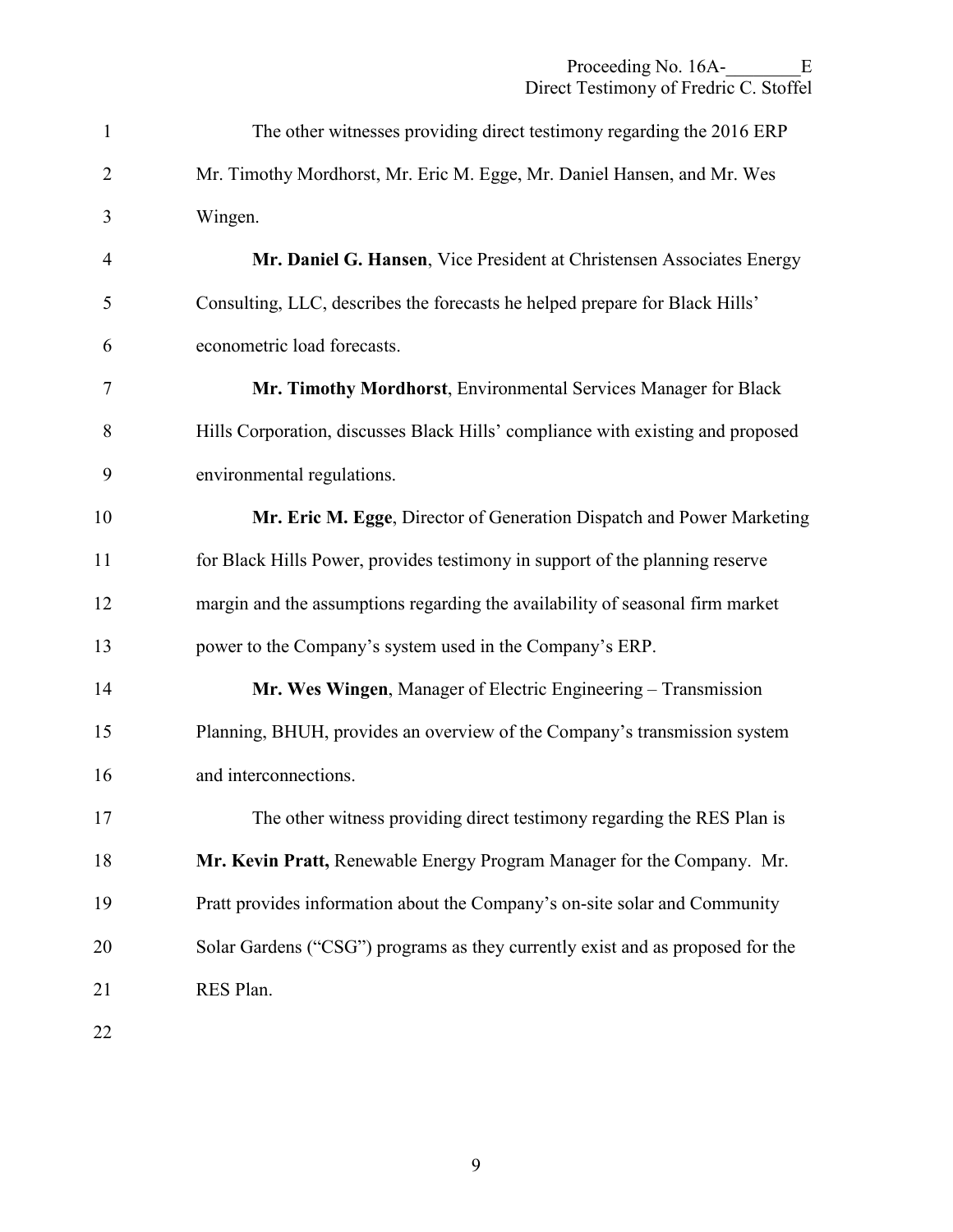The other witnesses providing direct testimony regarding the 2016 ERP Mr. Timothy Mordhorst, Mr. Eric M. Egge, Mr. Daniel Hansen, and Mr. Wes Wingen.

**Mr. Daniel G. Hansen**, Vice President at Christensen Associates Energy Consulting, LLC, describes the forecasts he helped prepare for Black Hills' econometric load forecasts.

**Mr. Timothy Mordhorst**, Environmental Services Manager for Black Hills Corporation, discusses Black Hills' compliance with existing and proposed environmental regulations.

**Mr. Eric M. Egge**, Director of Generation Dispatch and Power Marketing for Black Hills Power, provides testimony in support of the planning reserve margin and the assumptions regarding the availability of seasonal firm market power to the Company's system used in the Company's ERP.

**Mr. Wes Wingen**, Manager of Electric Engineering – Transmission Planning, BHUH, provides an overview of the Company's transmission system and interconnections.

The other witness providing direct testimony regarding the RES Plan is **Mr. Kevin Pratt,** Renewable Energy Program Manager for the Company. Mr. Pratt provides information about the Company's on-site solar and Community Solar Gardens ("CSG") programs as they currently exist and as proposed for the RES Plan.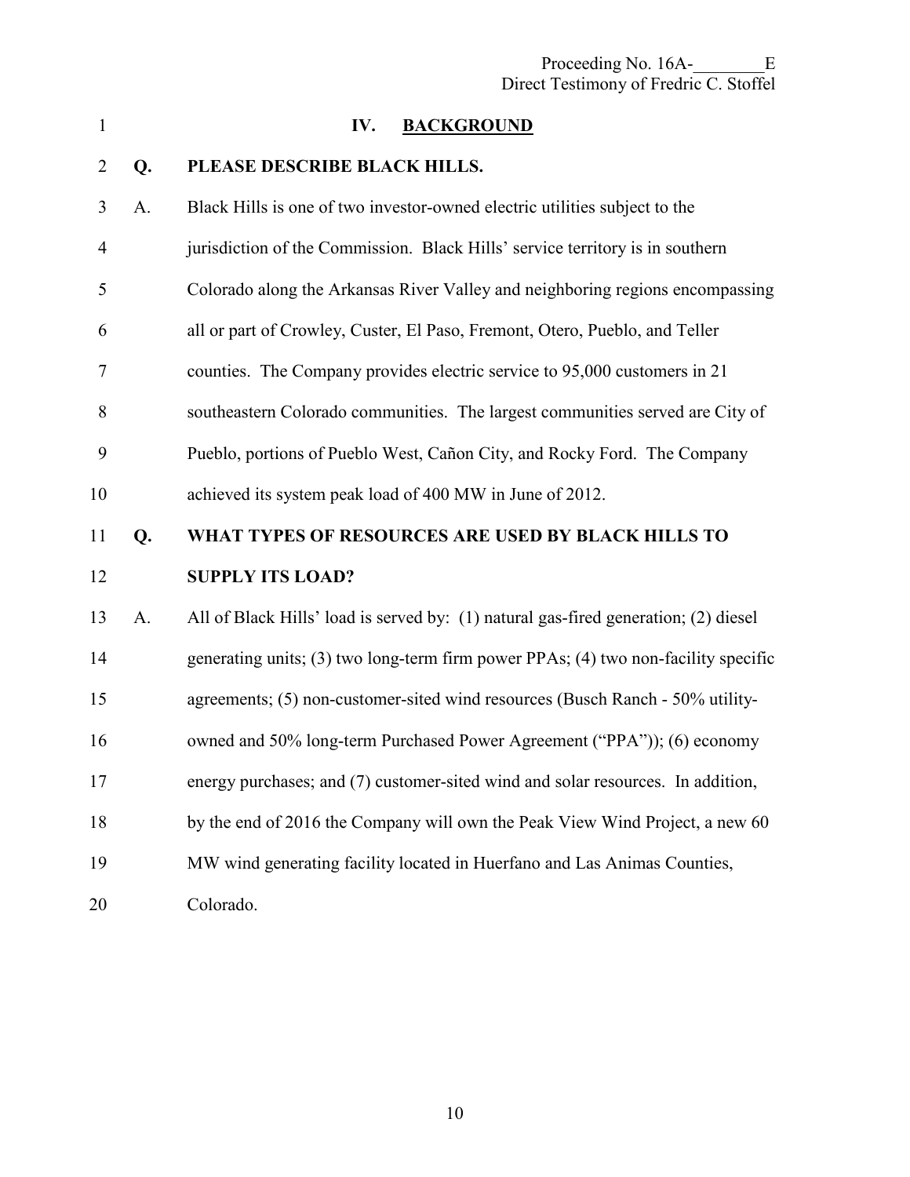## IV. BACKGROUND

**Q. PLEASE DESCRIBE BLACK HILLS.**

A. Black Hills is one of two investor-owned electric utilities subject to the jurisdiction of the Commission. Black Hills' service territory is in southern Colorado along the Arkansas River Valley and neighboring regions encompassing all or part of Crowley, Custer, El Paso, Fremont, Otero, Pueblo, and Teller counties. The Company provides electric service to 95,000 customers in 21 southeastern Colorado communities. The largest communities served are City of Pueblo, portions of Pueblo West, Cañon City, and Rocky Ford. The Company achieved its system peak load of 400 MW in June of 2012.

**Q. WHAT TYPES OF RESOURCES ARE USED BY BLACK HILLS TO SUPPLY ITS LOAD?**

A. All of Black Hills' load is served by: (1) natural gas-fired generation; (2) diesel generating units; (3) two long-term firm power PPAs; (4) two non-facility specific agreements; (5) non-customer-sited wind resources (Busch Ranch - 50% utility-owned and 50% long-term Purchased Power Agreement ("PPA")); (6) economy energy purchases; and (7) customer-sited wind and solar resources. In addition, by the end of 2016 the Company will own the Peak View Wind Project, a new 60 MW wind generating facility located in Huerfano and Las Animas Counties, Colorado.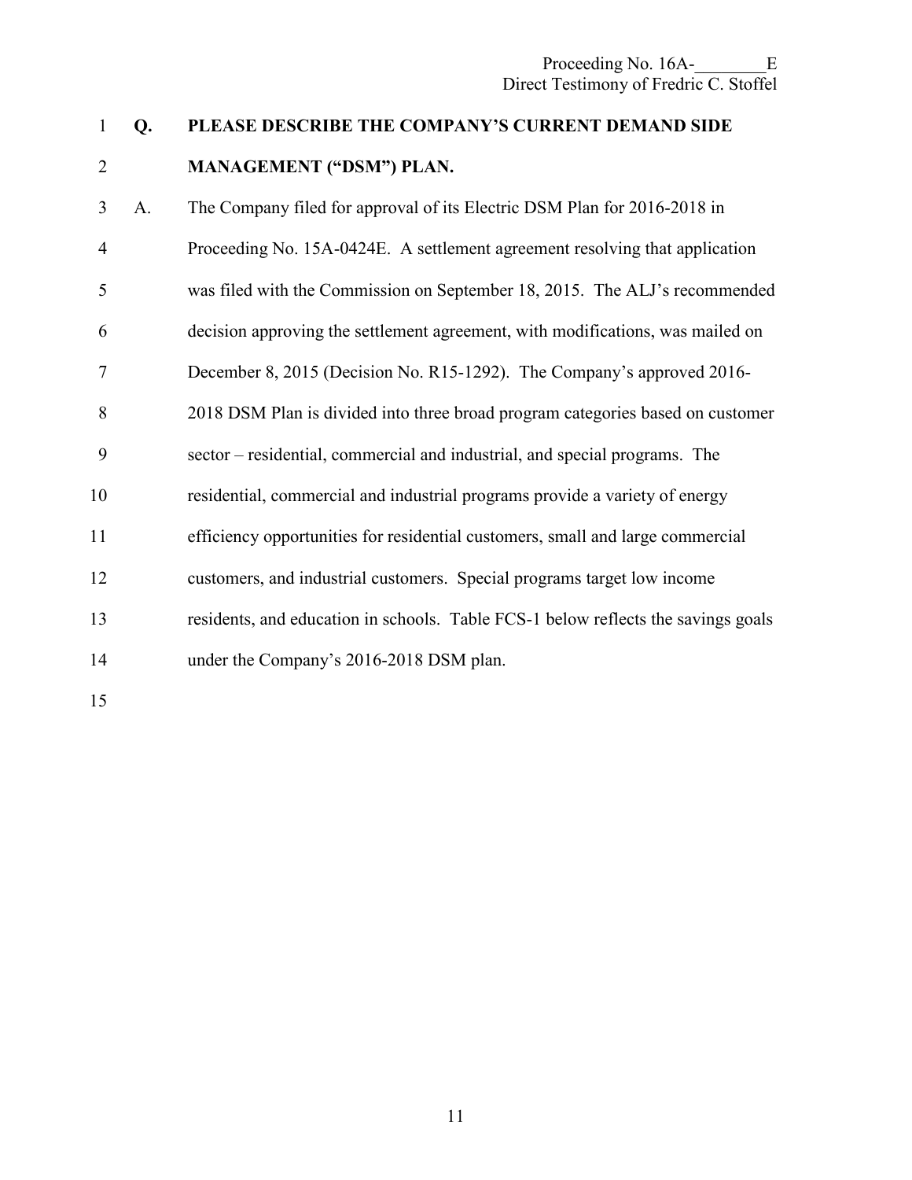**Q. PLEASE DESCRIBE THE COMPANY'S CURRENT DEMAND SIDE MANAGEMENT ("DSM") PLAN.**

A. The Company filed for approval of its Electric DSM Plan for 2016-2018 in Proceeding No. 15A-0424E. A settlement agreement resolving that application was filed with the Commission on September 18, 2015. The ALJ's recommended decision approving the settlement agreement, with modifications, was mailed on December 8, 2015 (Decision No. R15-1292). The Company's approved 2016-2018 DSM Plan is divided into three broad program categories based on customer sector – residential, commercial and industrial, and special programs. The residential, commercial and industrial programs provide a variety of energy efficiency opportunities for residential customers, small and large commercial customers, and industrial customers. Special programs target low income residents, and education in schools. Table FCS-1 below reflects the savings goals under the Company's 2016-2018 DSM plan.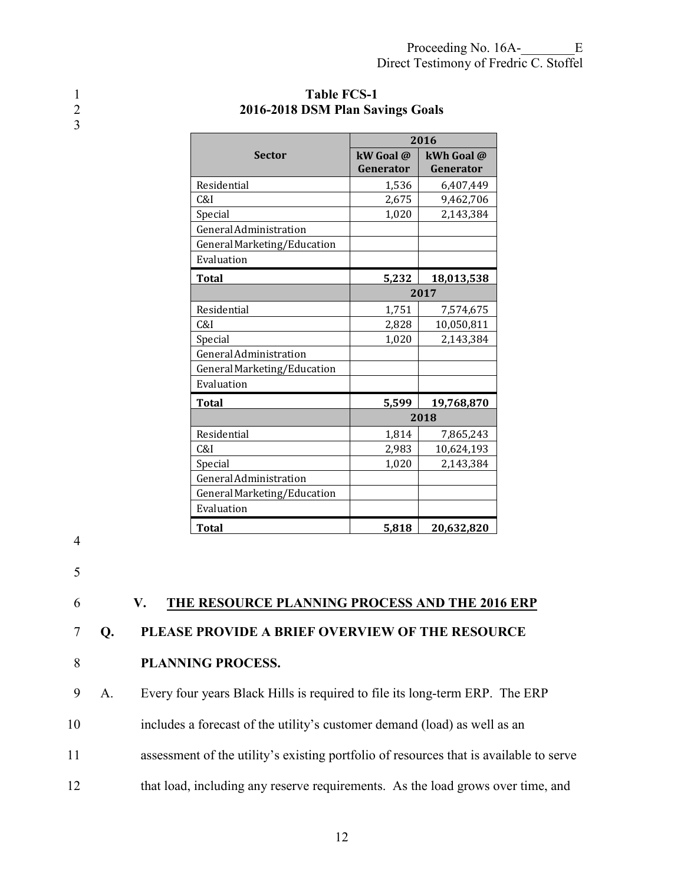**Table FCS-1**
**2016-2018 DSM Plan Savings Goals**

| Sector | 2016 | |
|---|---|---|
| | kW Goal @ Generator | kWh Goal @ Generator |
| Residential | 1,536 | 6,407,449 |
| C&I | 2,675 | 9,462,706 |
| Special | 1,020 | 2,143,384 |
| General Administration | | |
| General Marketing/Education | | |
| Evaluation | | |
| **Total** | **5,232** | **18,013,538** |
| | **2017** | |
| Residential | 1,751 | 7,574,675 |
| C&I | 2,828 | 10,050,811 |
| Special | 1,020 | 2,143,384 |
| General Administration | | |
| General Marketing/Education | | |
| Evaluation | | |
| **Total** | **5,599** | **19,768,870** |
| | **2018** | |
| Residential | 1,814 | 7,865,243 |
| C&I | 2,983 | 10,624,193 |
| Special | 1,020 | 2,143,384 |
| General Administration | | |
| General Marketing/Education | | |
| Evaluation | | |
| **Total** | **5,818** | **20,632,820** |

## V. THE RESOURCE PLANNING PROCESS AND THE 2016 ERP

**Q. PLEASE PROVIDE A BRIEF OVERVIEW OF THE RESOURCE PLANNING PROCESS.**

A. Every four years Black Hills is required to file its long-term ERP. The ERP includes a forecast of the utility's customer demand (load) as well as an assessment of the utility's existing portfolio of resources that is available to serve that load, including any reserve requirements. As the load grows over time, and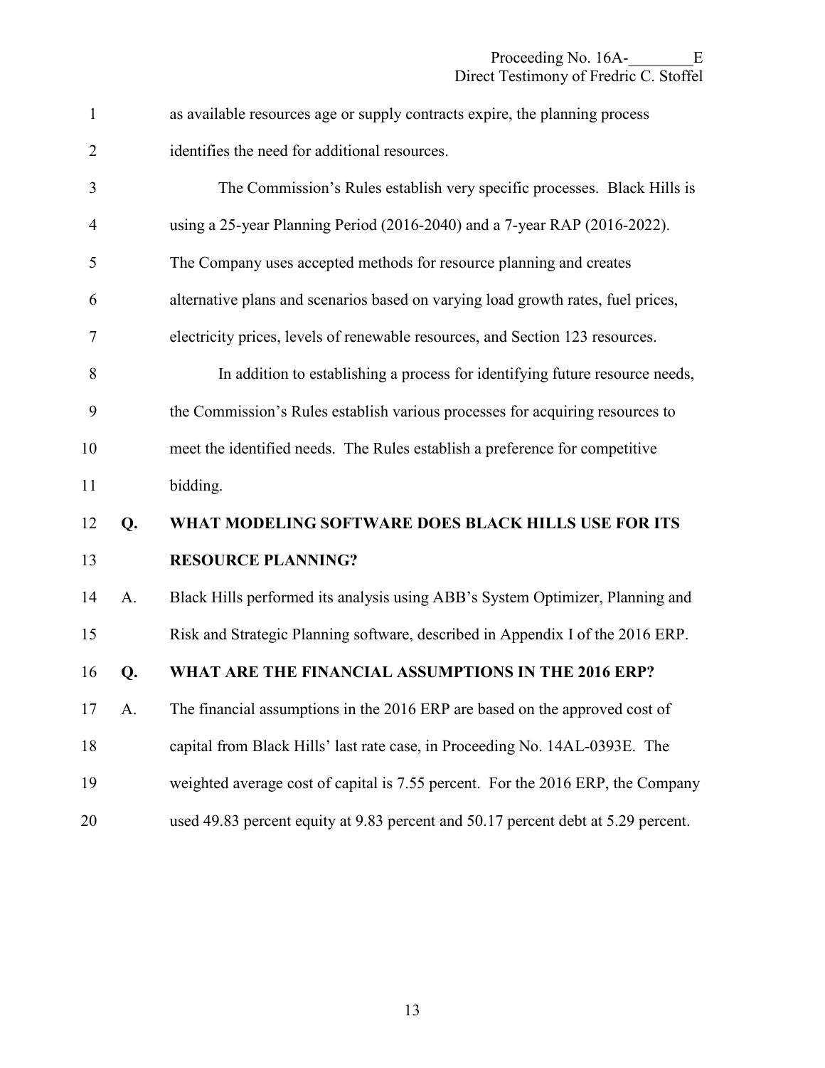as available resources age or supply contracts expire, the planning process identifies the need for additional resources.

The Commission's Rules establish very specific processes. Black Hills is using a 25-year Planning Period (2016-2040) and a 7-year RAP (2016-2022). The Company uses accepted methods for resource planning and creates alternative plans and scenarios based on varying load growth rates, fuel prices, electricity prices, levels of renewable resources, and Section 123 resources.

In addition to establishing a process for identifying future resource needs, the Commission's Rules establish various processes for acquiring resources to meet the identified needs. The Rules establish a preference for competitive bidding.

**Q. WHAT MODELING SOFTWARE DOES BLACK HILLS USE FOR ITS RESOURCE PLANNING?**

A. Black Hills performed its analysis using ABB's System Optimizer, Planning and Risk and Strategic Planning software, described in Appendix I of the 2016 ERP.

**Q. WHAT ARE THE FINANCIAL ASSUMPTIONS IN THE 2016 ERP?**

A. The financial assumptions in the 2016 ERP are based on the approved cost of capital from Black Hills' last rate case, in Proceeding No. 14AL-0393E. The weighted average cost of capital is 7.55 percent. For the 2016 ERP, the Company used 49.83 percent equity at 9.83 percent and 50.17 percent debt at 5.29 percent.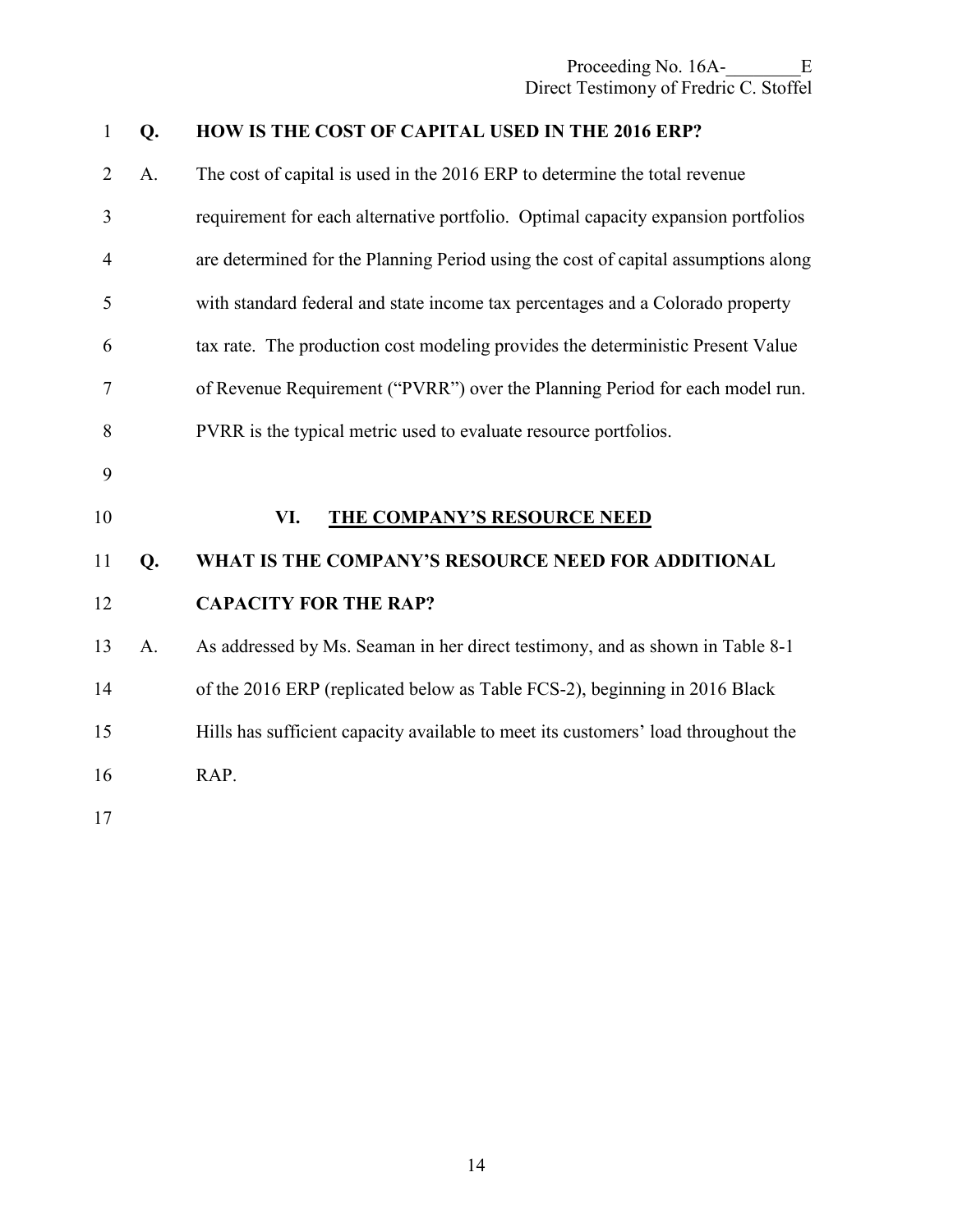**Q. HOW IS THE COST OF CAPITAL USED IN THE 2016 ERP?**

A. The cost of capital is used in the 2016 ERP to determine the total revenue requirement for each alternative portfolio. Optimal capacity expansion portfolios are determined for the Planning Period using the cost of capital assumptions along with standard federal and state income tax percentages and a Colorado property tax rate. The production cost modeling provides the deterministic Present Value of Revenue Requirement ("PVRR") over the Planning Period for each model run. PVRR is the typical metric used to evaluate resource portfolios.

## VI. THE COMPANY'S RESOURCE NEED

**Q. WHAT IS THE COMPANY'S RESOURCE NEED FOR ADDITIONAL CAPACITY FOR THE RAP?**

A. As addressed by Ms. Seaman in her direct testimony, and as shown in Table 8-1 of the 2016 ERP (replicated below as Table FCS-2), beginning in 2016 Black Hills has sufficient capacity available to meet its customers' load throughout the RAP.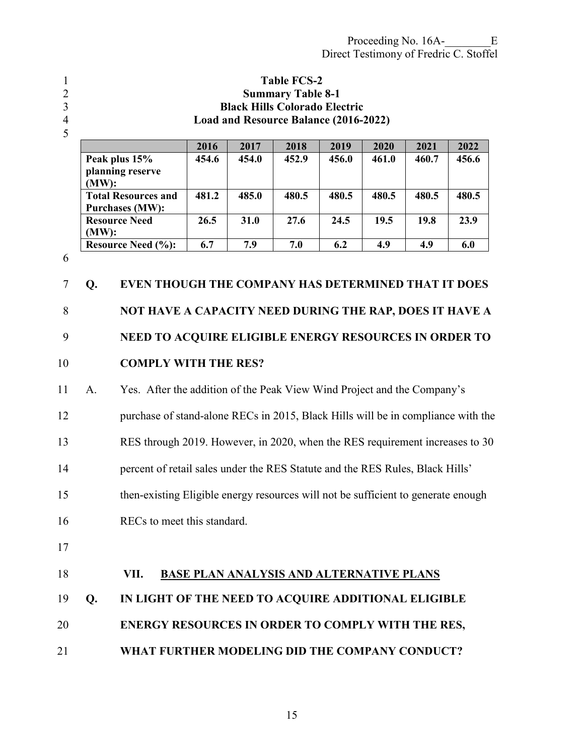**Table FCS-2**
**Summary Table 8-1**
**Black Hills Colorado Electric**
**Load and Resource Balance (2016-2022)**

| | 2016 | 2017 | 2018 | 2019 | 2020 | 2021 | 2022 |
|---|---|---|---|---|---|---|---|
| **Peak plus 15% planning reserve (MW):** | **454.6** | **454.0** | **452.9** | **456.0** | **461.0** | **460.7** | **456.6** |
| **Total Resources and Purchases (MW):** | **481.2** | **485.0** | **480.5** | **480.5** | **480.5** | **480.5** | **480.5** |
| **Resource Need (MW):** | **26.5** | **31.0** | **27.6** | **24.5** | **19.5** | **19.8** | **23.9** |
| **Resource Need (%):** | **6.7** | **7.9** | **7.0** | **6.2** | **4.9** | **4.9** | **6.0** |

**Q. EVEN THOUGH THE COMPANY HAS DETERMINED THAT IT DOES NOT HAVE A CAPACITY NEED DURING THE RAP, DOES IT HAVE A NEED TO ACQUIRE ELIGIBLE ENERGY RESOURCES IN ORDER TO COMPLY WITH THE RES?**

A. Yes. After the addition of the Peak View Wind Project and the Company's purchase of stand-alone RECs in 2015, Black Hills will be in compliance with the RES through 2019. However, in 2020, when the RES requirement increases to 30 percent of retail sales under the RES Statute and the RES Rules, Black Hills' then-existing Eligible energy resources will not be sufficient to generate enough RECs to meet this standard.

## VII. BASE PLAN ANALYSIS AND ALTERNATIVE PLANS

**Q. IN LIGHT OF THE NEED TO ACQUIRE ADDITIONAL ELIGIBLE ENERGY RESOURCES IN ORDER TO COMPLY WITH THE RES, WHAT FURTHER MODELING DID THE COMPANY CONDUCT?**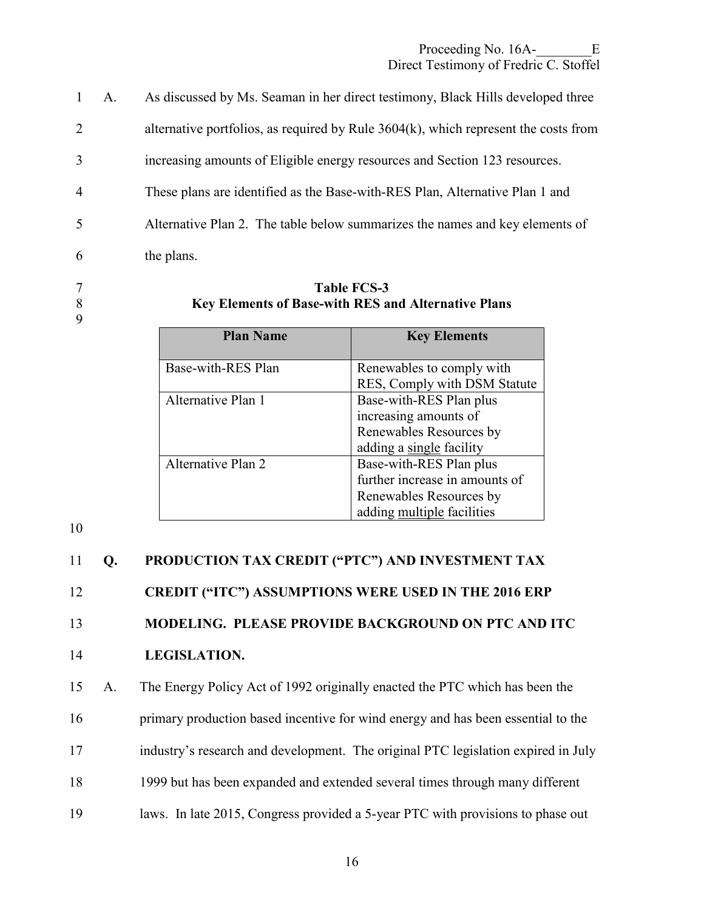A. As discussed by Ms. Seaman in her direct testimony, Black Hills developed three alternative portfolios, as required by Rule 3604(k), which represent the costs from increasing amounts of Eligible energy resources and Section 123 resources. These plans are identified as the Base-with-RES Plan, Alternative Plan 1 and Alternative Plan 2. The table below summarizes the names and key elements of the plans.

**Table FCS-3**
**Key Elements of Base-with RES and Alternative Plans**

| Plan Name | Key Elements |
|---|---|
| Base-with-RES Plan | Renewables to comply with RES, Comply with DSM Statute |
| Alternative Plan 1 | Base-with-RES Plan plus increasing amounts of Renewables Resources by adding a <u>single</u> facility |
| Alternative Plan 2 | Base-with-RES Plan plus further increase in amounts of Renewables Resources by adding <u>multiple</u> facilities |

**Q. PRODUCTION TAX CREDIT ("PTC") AND INVESTMENT TAX CREDIT ("ITC") ASSUMPTIONS WERE USED IN THE 2016 ERP MODELING. PLEASE PROVIDE BACKGROUND ON PTC AND ITC LEGISLATION.**

A. The Energy Policy Act of 1992 originally enacted the PTC which has been the primary production based incentive for wind energy and has been essential to the industry's research and development. The original PTC legislation expired in July 1999 but has been expanded and extended several times through many different laws. In late 2015, Congress provided a 5-year PTC with provisions to phase out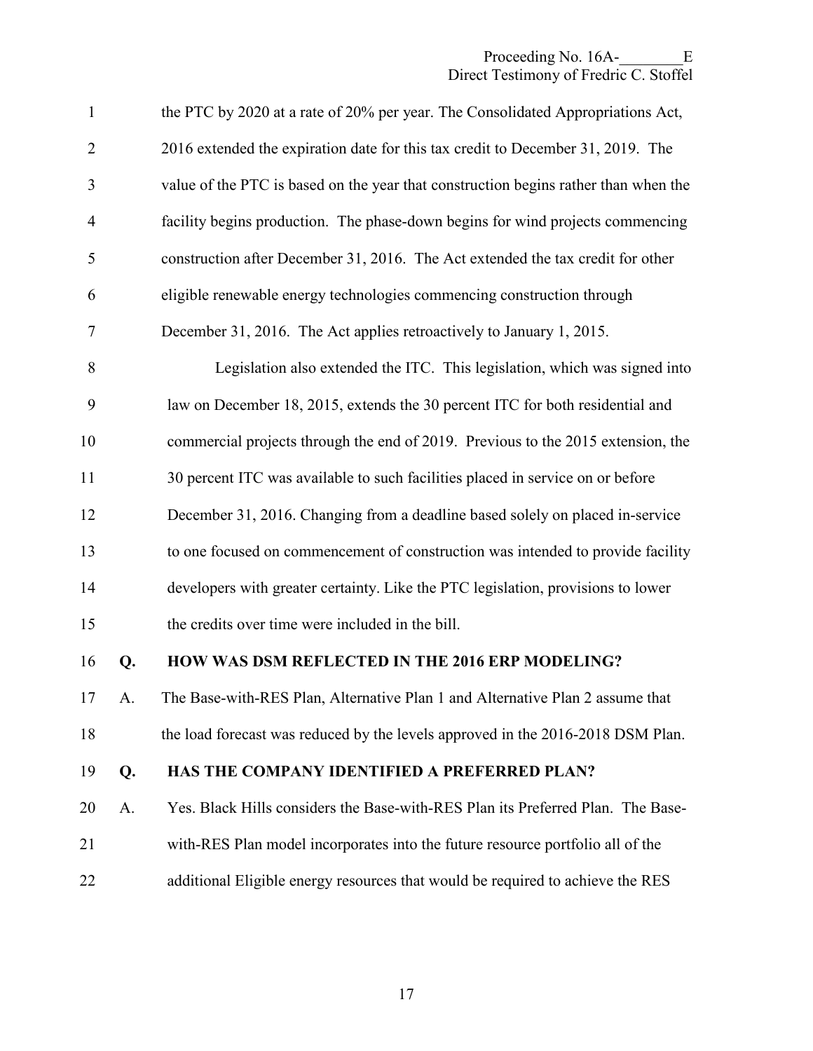the PTC by 2020 at a rate of 20% per year. The Consolidated Appropriations Act, 2016 extended the expiration date for this tax credit to December 31, 2019. The value of the PTC is based on the year that construction begins rather than when the facility begins production. The phase-down begins for wind projects commencing construction after December 31, 2016. The Act extended the tax credit for other eligible renewable energy technologies commencing construction through December 31, 2016. The Act applies retroactively to January 1, 2015.

Legislation also extended the ITC. This legislation, which was signed into law on December 18, 2015, extends the 30 percent ITC for both residential and commercial projects through the end of 2019. Previous to the 2015 extension, the 30 percent ITC was available to such facilities placed in service on or before December 31, 2016. Changing from a deadline based solely on placed in-service to one focused on commencement of construction was intended to provide facility developers with greater certainty. Like the PTC legislation, provisions to lower the credits over time were included in the bill.

**Q. HOW WAS DSM REFLECTED IN THE 2016 ERP MODELING?**

A. The Base-with-RES Plan, Alternative Plan 1 and Alternative Plan 2 assume that the load forecast was reduced by the levels approved in the 2016-2018 DSM Plan.

**Q. HAS THE COMPANY IDENTIFIED A PREFERRED PLAN?**

A. Yes. Black Hills considers the Base-with-RES Plan its Preferred Plan. The Base-with-RES Plan model incorporates into the future resource portfolio all of the additional Eligible energy resources that would be required to achieve the RES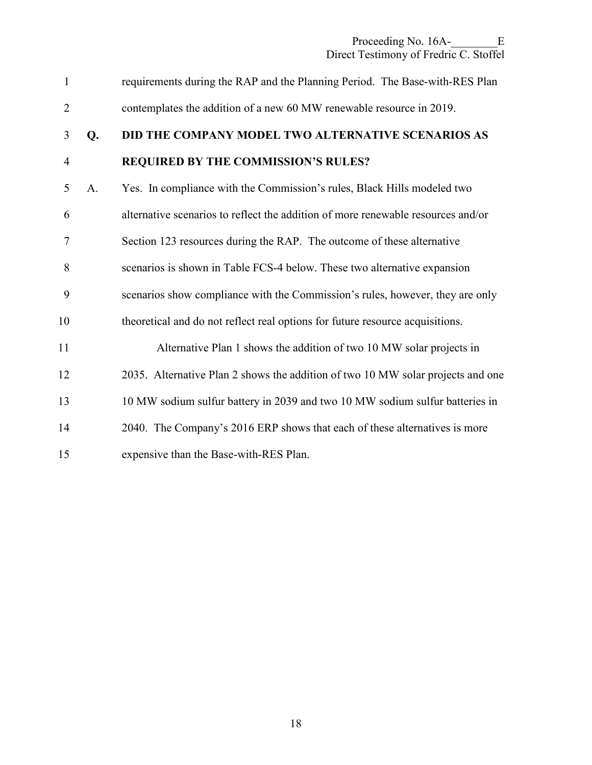requirements during the RAP and the Planning Period. The Base-with-RES Plan contemplates the addition of a new 60 MW renewable resource in 2019.

**Q. DID THE COMPANY MODEL TWO ALTERNATIVE SCENARIOS AS REQUIRED BY THE COMMISSION'S RULES?**

A. Yes. In compliance with the Commission's rules, Black Hills modeled two alternative scenarios to reflect the addition of more renewable resources and/or Section 123 resources during the RAP. The outcome of these alternative scenarios is shown in Table FCS-4 below. These two alternative expansion scenarios show compliance with the Commission's rules, however, they are only theoretical and do not reflect real options for future resource acquisitions.

Alternative Plan 1 shows the addition of two 10 MW solar projects in 2035. Alternative Plan 2 shows the addition of two 10 MW solar projects and one 10 MW sodium sulfur battery in 2039 and two 10 MW sodium sulfur batteries in 2040. The Company's 2016 ERP shows that each of these alternatives is more expensive than the Base-with-RES Plan.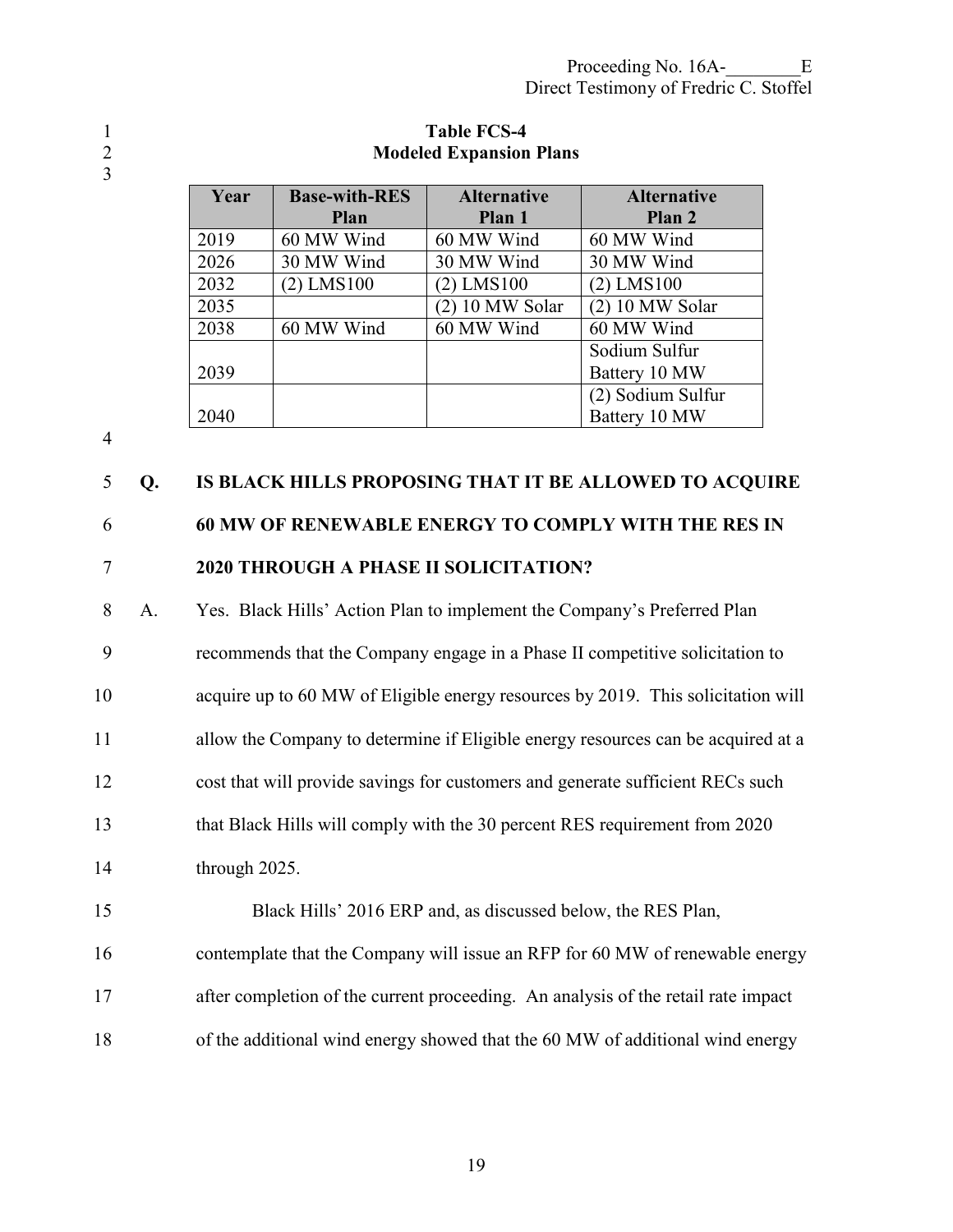**Table FCS-4**
**Modeled Expansion Plans**

| Year | Base-with-RES Plan | Alternative Plan 1 | Alternative Plan 2 |
|---|---|---|---|
| 2019 | 60 MW Wind | 60 MW Wind | 60 MW Wind |
| 2026 | 30 MW Wind | 30 MW Wind | 30 MW Wind |
| 2032 | (2) LMS100 | (2) LMS100 | (2) LMS100 |
| 2035 | | (2) 10 MW Solar | (2) 10 MW Solar |
| 2038 | 60 MW Wind | 60 MW Wind | 60 MW Wind |
| 2039 | | | Sodium Sulfur Battery 10 MW |
| 2040 | | | (2) Sodium Sulfur Battery 10 MW |

**Q. IS BLACK HILLS PROPOSING THAT IT BE ALLOWED TO ACQUIRE 60 MW OF RENEWABLE ENERGY TO COMPLY WITH THE RES IN 2020 THROUGH A PHASE II SOLICITATION?**

A. Yes. Black Hills' Action Plan to implement the Company's Preferred Plan recommends that the Company engage in a Phase II competitive solicitation to acquire up to 60 MW of Eligible energy resources by 2019. This solicitation will allow the Company to determine if Eligible energy resources can be acquired at a cost that will provide savings for customers and generate sufficient RECs such that Black Hills will comply with the 30 percent RES requirement from 2020 through 2025.

Black Hills' 2016 ERP and, as discussed below, the RES Plan, contemplate that the Company will issue an RFP for 60 MW of renewable energy after completion of the current proceeding. An analysis of the retail rate impact of the additional wind energy showed that the 60 MW of additional wind energy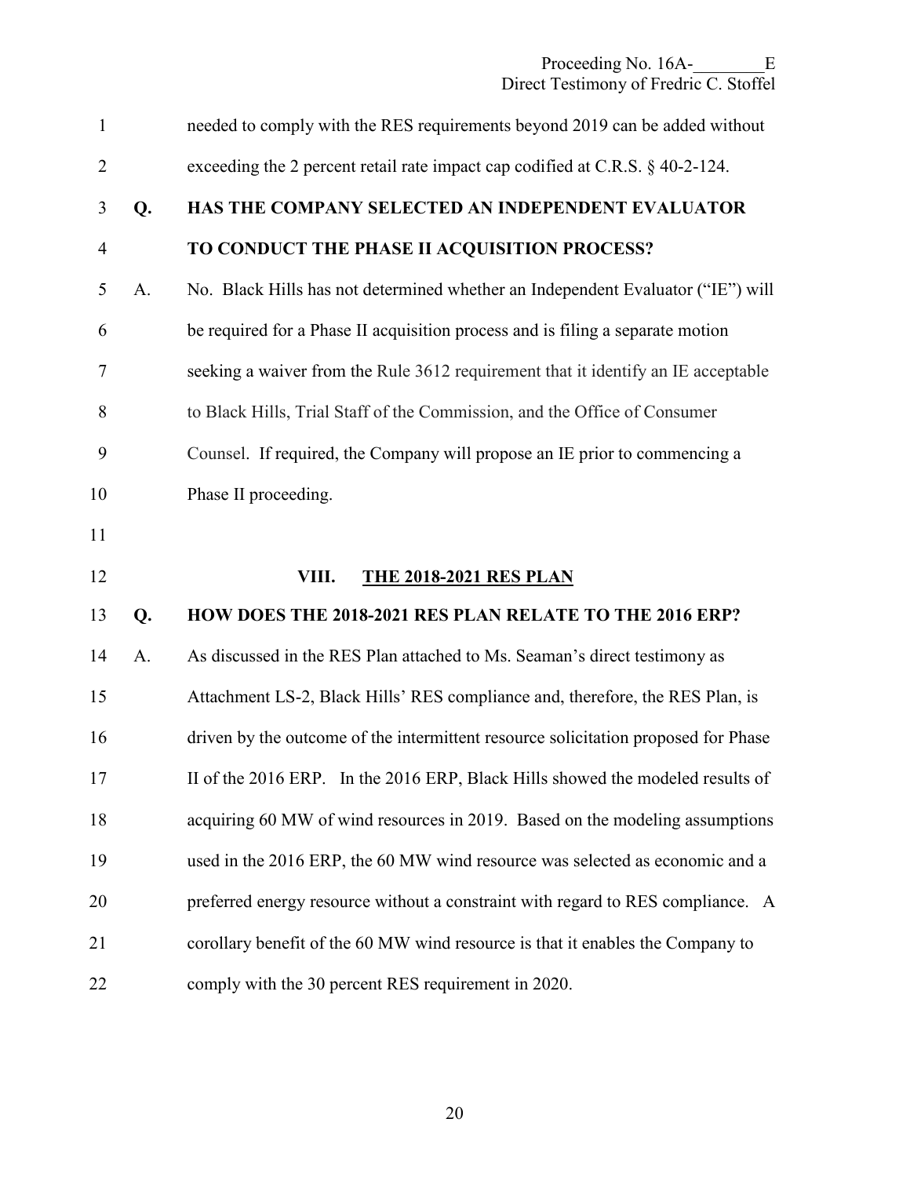needed to comply with the RES requirements beyond 2019 can be added without exceeding the 2 percent retail rate impact cap codified at C.R.S. § 40-2-124.

**Q. HAS THE COMPANY SELECTED AN INDEPENDENT EVALUATOR TO CONDUCT THE PHASE II ACQUISITION PROCESS?**

A. No. Black Hills has not determined whether an Independent Evaluator ("IE") will be required for a Phase II acquisition process and is filing a separate motion seeking a waiver from the Rule 3612 requirement that it identify an IE acceptable to Black Hills, Trial Staff of the Commission, and the Office of Consumer Counsel. If required, the Company will propose an IE prior to commencing a Phase II proceeding.

## VIII. <u>THE 2018-2021 RES PLAN</u>

**Q. HOW DOES THE 2018-2021 RES PLAN RELATE TO THE 2016 ERP?**

A. As discussed in the RES Plan attached to Ms. Seaman's direct testimony as Attachment LS-2, Black Hills' RES compliance and, therefore, the RES Plan, is driven by the outcome of the intermittent resource solicitation proposed for Phase II of the 2016 ERP. In the 2016 ERP, Black Hills showed the modeled results of acquiring 60 MW of wind resources in 2019. Based on the modeling assumptions used in the 2016 ERP, the 60 MW wind resource was selected as economic and a preferred energy resource without a constraint with regard to RES compliance. A corollary benefit of the 60 MW wind resource is that it enables the Company to comply with the 30 percent RES requirement in 2020.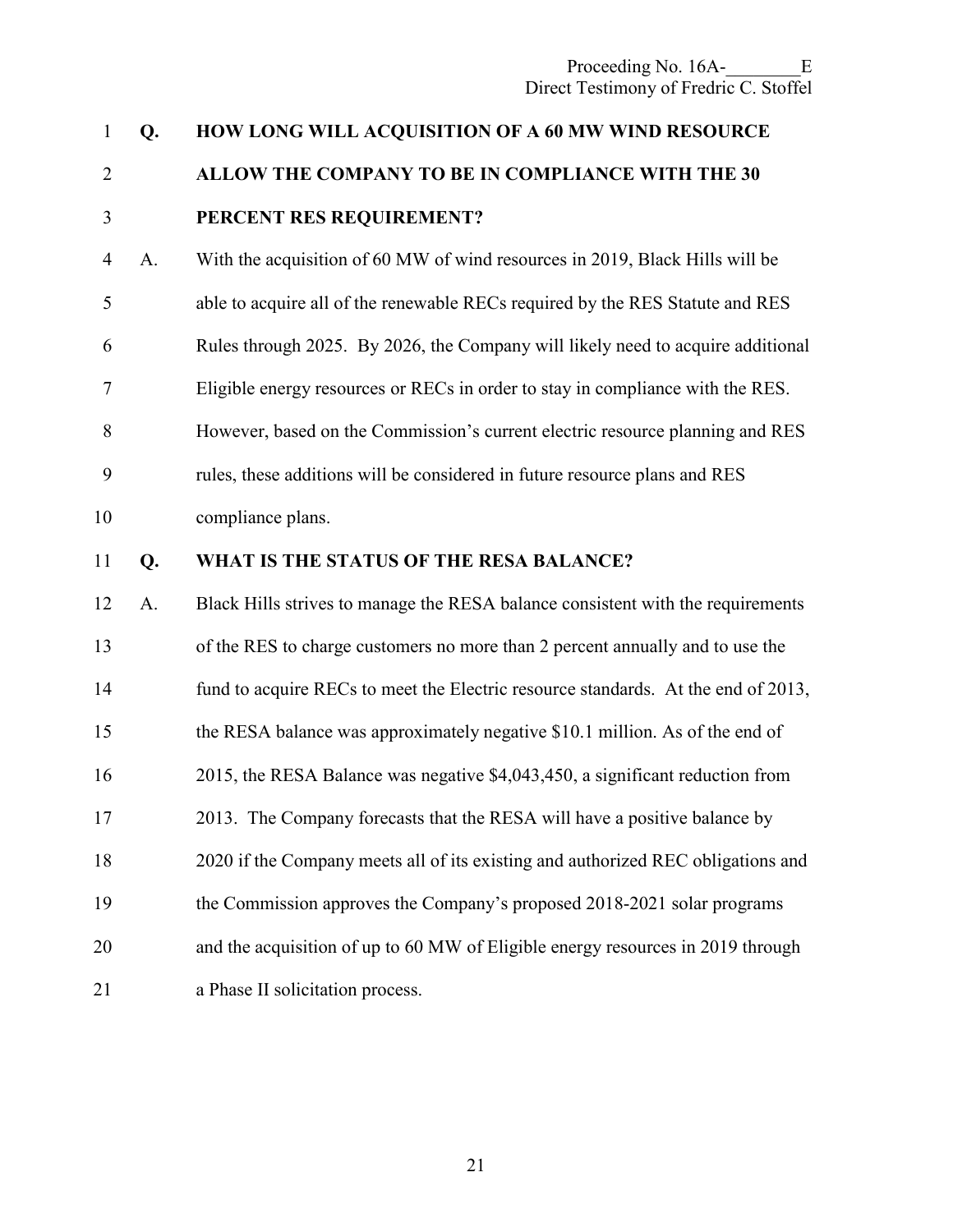**Q. HOW LONG WILL ACQUISITION OF A 60 MW WIND RESOURCE ALLOW THE COMPANY TO BE IN COMPLIANCE WITH THE 30 PERCENT RES REQUIREMENT?**

A. With the acquisition of 60 MW of wind resources in 2019, Black Hills will be able to acquire all of the renewable RECs required by the RES Statute and RES Rules through 2025. By 2026, the Company will likely need to acquire additional Eligible energy resources or RECs in order to stay in compliance with the RES. However, based on the Commission's current electric resource planning and RES rules, these additions will be considered in future resource plans and RES compliance plans.

**Q. WHAT IS THE STATUS OF THE RESA BALANCE?**

A. Black Hills strives to manage the RESA balance consistent with the requirements of the RES to charge customers no more than 2 percent annually and to use the fund to acquire RECs to meet the Electric resource standards. At the end of 2013, the RESA balance was approximately negative $10.1 million. As of the end of 2015, the RESA Balance was negative $4,043,450, a significant reduction from 2013. The Company forecasts that the RESA will have a positive balance by 2020 if the Company meets all of its existing and authorized REC obligations and the Commission approves the Company's proposed 2018-2021 solar programs and the acquisition of up to 60 MW of Eligible energy resources in 2019 through a Phase II solicitation process.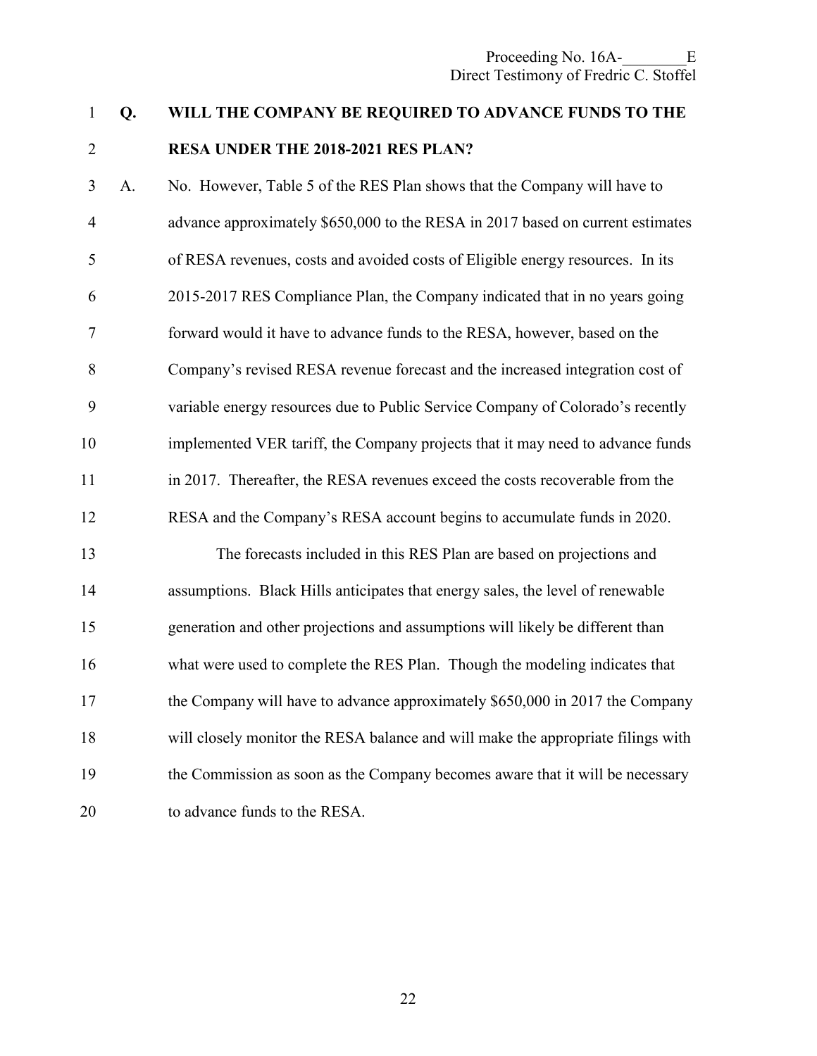**Q. WILL THE COMPANY BE REQUIRED TO ADVANCE FUNDS TO THE RESA UNDER THE 2018-2021 RES PLAN?**

A. No. However, Table 5 of the RES Plan shows that the Company will have to advance approximately $650,000 to the RESA in 2017 based on current estimates of RESA revenues, costs and avoided costs of Eligible energy resources. In its 2015-2017 RES Compliance Plan, the Company indicated that in no years going forward would it have to advance funds to the RESA, however, based on the Company's revised RESA revenue forecast and the increased integration cost of variable energy resources due to Public Service Company of Colorado's recently implemented VER tariff, the Company projects that it may need to advance funds in 2017. Thereafter, the RESA revenues exceed the costs recoverable from the RESA and the Company's RESA account begins to accumulate funds in 2020.

The forecasts included in this RES Plan are based on projections and assumptions. Black Hills anticipates that energy sales, the level of renewable generation and other projections and assumptions will likely be different than what were used to complete the RES Plan. Though the modeling indicates that the Company will have to advance approximately $650,000 in 2017 the Company will closely monitor the RESA balance and will make the appropriate filings with the Commission as soon as the Company becomes aware that it will be necessary to advance funds to the RESA.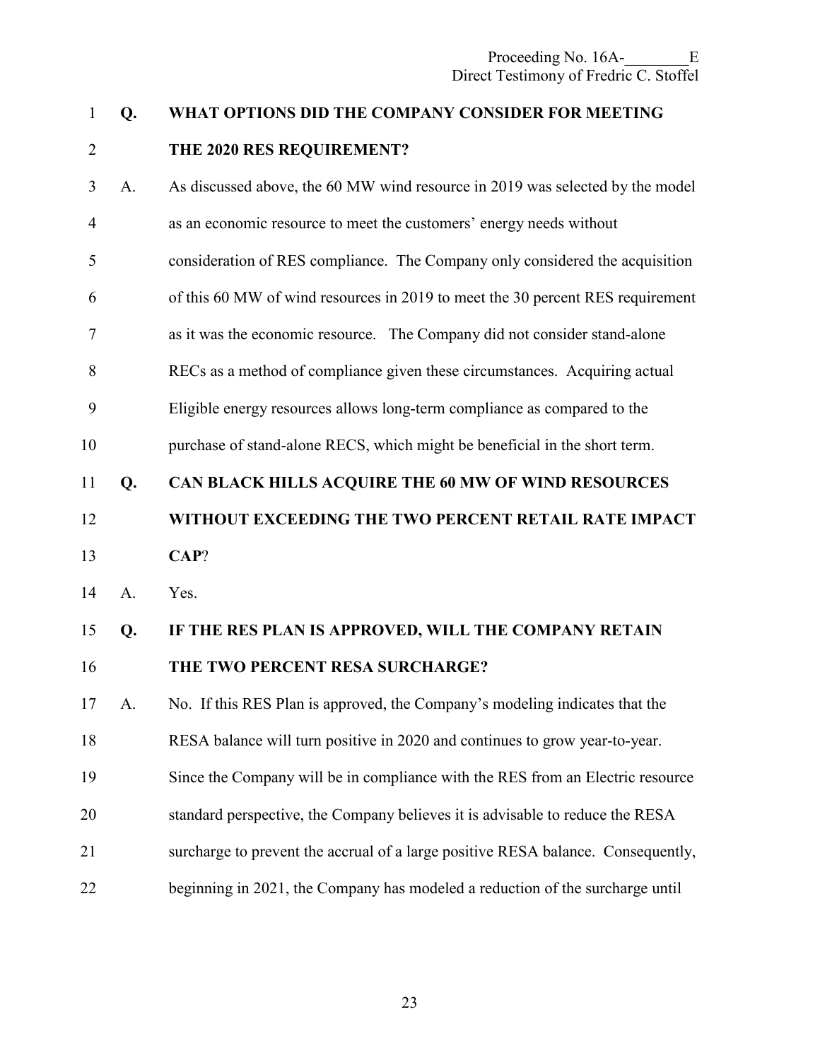**Q. WHAT OPTIONS DID THE COMPANY CONSIDER FOR MEETING THE 2020 RES REQUIREMENT?**

A. As discussed above, the 60 MW wind resource in 2019 was selected by the model as an economic resource to meet the customers' energy needs without consideration of RES compliance. The Company only considered the acquisition of this 60 MW of wind resources in 2019 to meet the 30 percent RES requirement as it was the economic resource. The Company did not consider stand-alone RECs as a method of compliance given these circumstances. Acquiring actual Eligible energy resources allows long-term compliance as compared to the purchase of stand-alone RECS, which might be beneficial in the short term.

**Q. CAN BLACK HILLS ACQUIRE THE 60 MW OF WIND RESOURCES WITHOUT EXCEEDING THE TWO PERCENT RETAIL RATE IMPACT CAP?**

A. Yes.

**Q. IF THE RES PLAN IS APPROVED, WILL THE COMPANY RETAIN THE TWO PERCENT RESA SURCHARGE?**

A. No. If this RES Plan is approved, the Company's modeling indicates that the RESA balance will turn positive in 2020 and continues to grow year-to-year. Since the Company will be in compliance with the RES from an Electric resource standard perspective, the Company believes it is advisable to reduce the RESA surcharge to prevent the accrual of a large positive RESA balance. Consequently, beginning in 2021, the Company has modeled a reduction of the surcharge until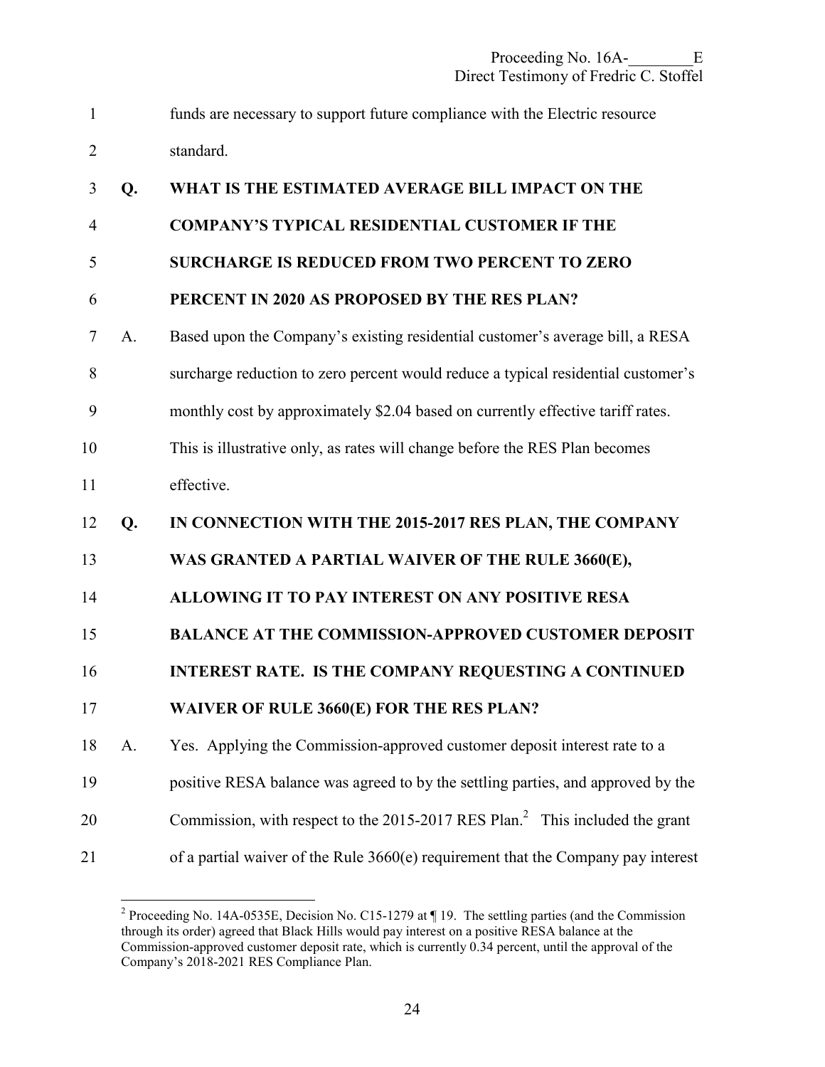funds are necessary to support future compliance with the Electric resource standard.

**Q. WHAT IS THE ESTIMATED AVERAGE BILL IMPACT ON THE COMPANY'S TYPICAL RESIDENTIAL CUSTOMER IF THE SURCHARGE IS REDUCED FROM TWO PERCENT TO ZERO PERCENT IN 2020 AS PROPOSED BY THE RES PLAN?**

A. Based upon the Company's existing residential customer's average bill, a RESA surcharge reduction to zero percent would reduce a typical residential customer's monthly cost by approximately $2.04 based on currently effective tariff rates. This is illustrative only, as rates will change before the RES Plan becomes effective.

**Q. IN CONNECTION WITH THE 2015-2017 RES PLAN, THE COMPANY WAS GRANTED A PARTIAL WAIVER OF THE RULE 3660(E), ALLOWING IT TO PAY INTEREST ON ANY POSITIVE RESA BALANCE AT THE COMMISSION-APPROVED CUSTOMER DEPOSIT INTEREST RATE. IS THE COMPANY REQUESTING A CONTINUED WAIVER OF RULE 3660(E) FOR THE RES PLAN?**

A. Yes. Applying the Commission-approved customer deposit interest rate to a positive RESA balance was agreed to by the settling parties, and approved by the Commission, with respect to the 2015-2017 RES Plan.[2] This included the grant of a partial waiver of the Rule 3660(e) requirement that the Company pay interest

---

[2] Proceeding No. 14A-0535E, Decision No. C15-1279 at ¶ 19. The settling parties (and the Commission through its order) agreed that Black Hills would pay interest on a positive RESA balance at the Commission-approved customer deposit rate, which is currently 0.34 percent, until the approval of the Company's 2018-2021 RES Compliance Plan.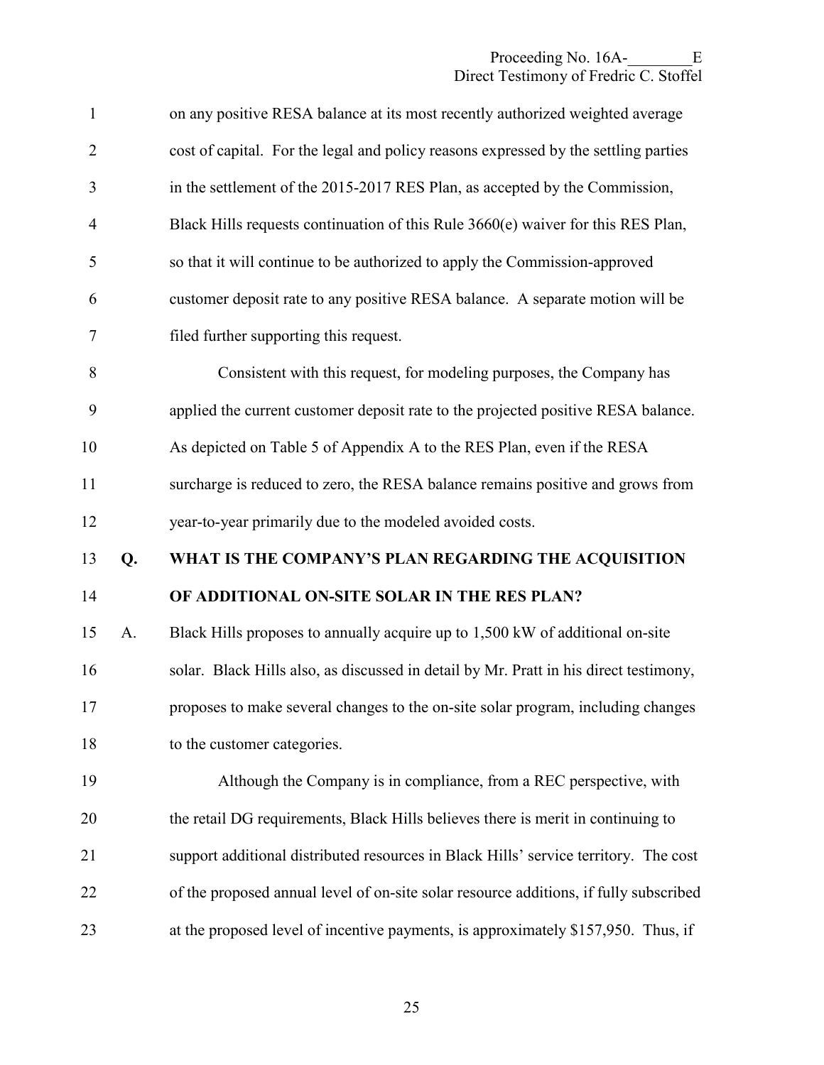on any positive RESA balance at its most recently authorized weighted average cost of capital. For the legal and policy reasons expressed by the settling parties in the settlement of the 2015-2017 RES Plan, as accepted by the Commission, Black Hills requests continuation of this Rule 3660(e) waiver for this RES Plan, so that it will continue to be authorized to apply the Commission-approved customer deposit rate to any positive RESA balance. A separate motion will be filed further supporting this request.

Consistent with this request, for modeling purposes, the Company has applied the current customer deposit rate to the projected positive RESA balance. As depicted on Table 5 of Appendix A to the RES Plan, even if the RESA surcharge is reduced to zero, the RESA balance remains positive and grows from year-to-year primarily due to the modeled avoided costs.

**Q. WHAT IS THE COMPANY'S PLAN REGARDING THE ACQUISITION OF ADDITIONAL ON-SITE SOLAR IN THE RES PLAN?**

A. Black Hills proposes to annually acquire up to 1,500 kW of additional on-site solar. Black Hills also, as discussed in detail by Mr. Pratt in his direct testimony, proposes to make several changes to the on-site solar program, including changes to the customer categories.

Although the Company is in compliance, from a REC perspective, with the retail DG requirements, Black Hills believes there is merit in continuing to support additional distributed resources in Black Hills' service territory. The cost of the proposed annual level of on-site solar resource additions, if fully subscribed at the proposed level of incentive payments, is approximately $157,950. Thus, if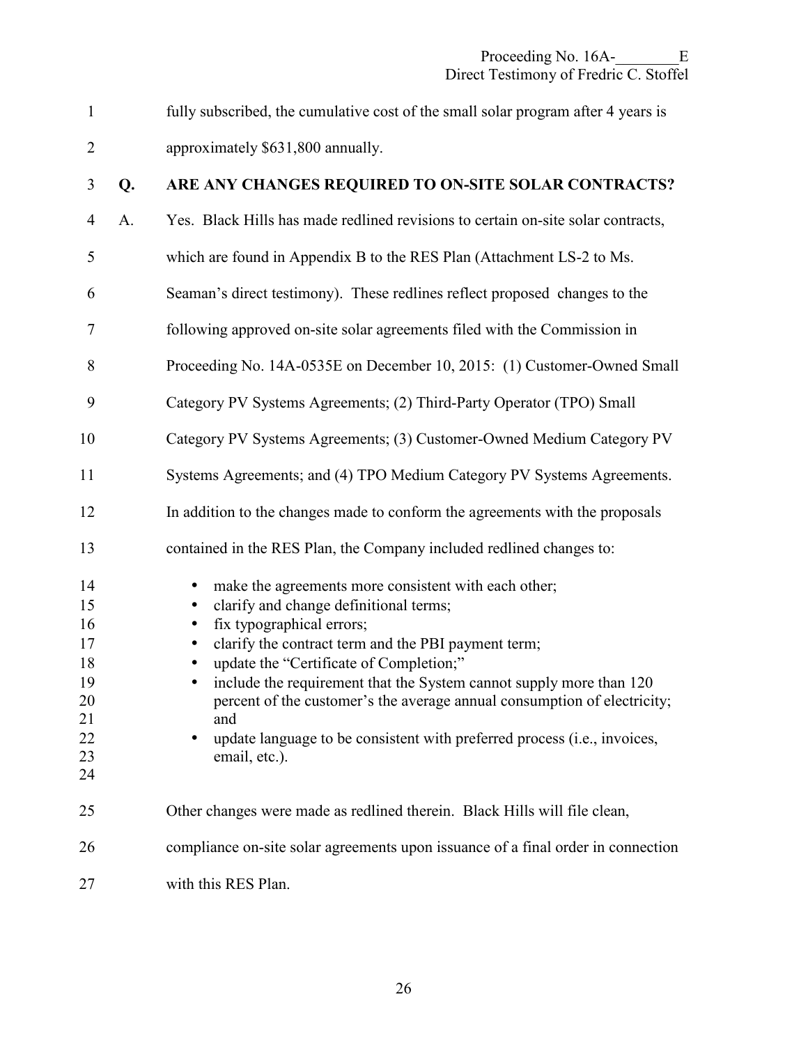fully subscribed, the cumulative cost of the small solar program after 4 years is approximately $631,800 annually.

**Q. ARE ANY CHANGES REQUIRED TO ON-SITE SOLAR CONTRACTS?**

A. Yes. Black Hills has made redlined revisions to certain on-site solar contracts, which are found in Appendix B to the RES Plan (Attachment LS-2 to Ms. Seaman's direct testimony). These redlines reflect proposed changes to the following approved on-site solar agreements filed with the Commission in Proceeding No. 14A-0535E on December 10, 2015: (1) Customer-Owned Small Category PV Systems Agreements; (2) Third-Party Operator (TPO) Small Category PV Systems Agreements; (3) Customer-Owned Medium Category PV Systems Agreements; and (4) TPO Medium Category PV Systems Agreements. In addition to the changes made to conform the agreements with the proposals contained in the RES Plan, the Company included redlined changes to:

- make the agreements more consistent with each other;
- clarify and change definitional terms;
- fix typographical errors;
- clarify the contract term and the PBI payment term;
- update the "Certificate of Completion;"
- include the requirement that the System cannot supply more than 120 percent of the customer's the average annual consumption of electricity; and
- update language to be consistent with preferred process (i.e., invoices, email, etc.).

Other changes were made as redlined therein. Black Hills will file clean, compliance on-site solar agreements upon issuance of a final order in connection with this RES Plan.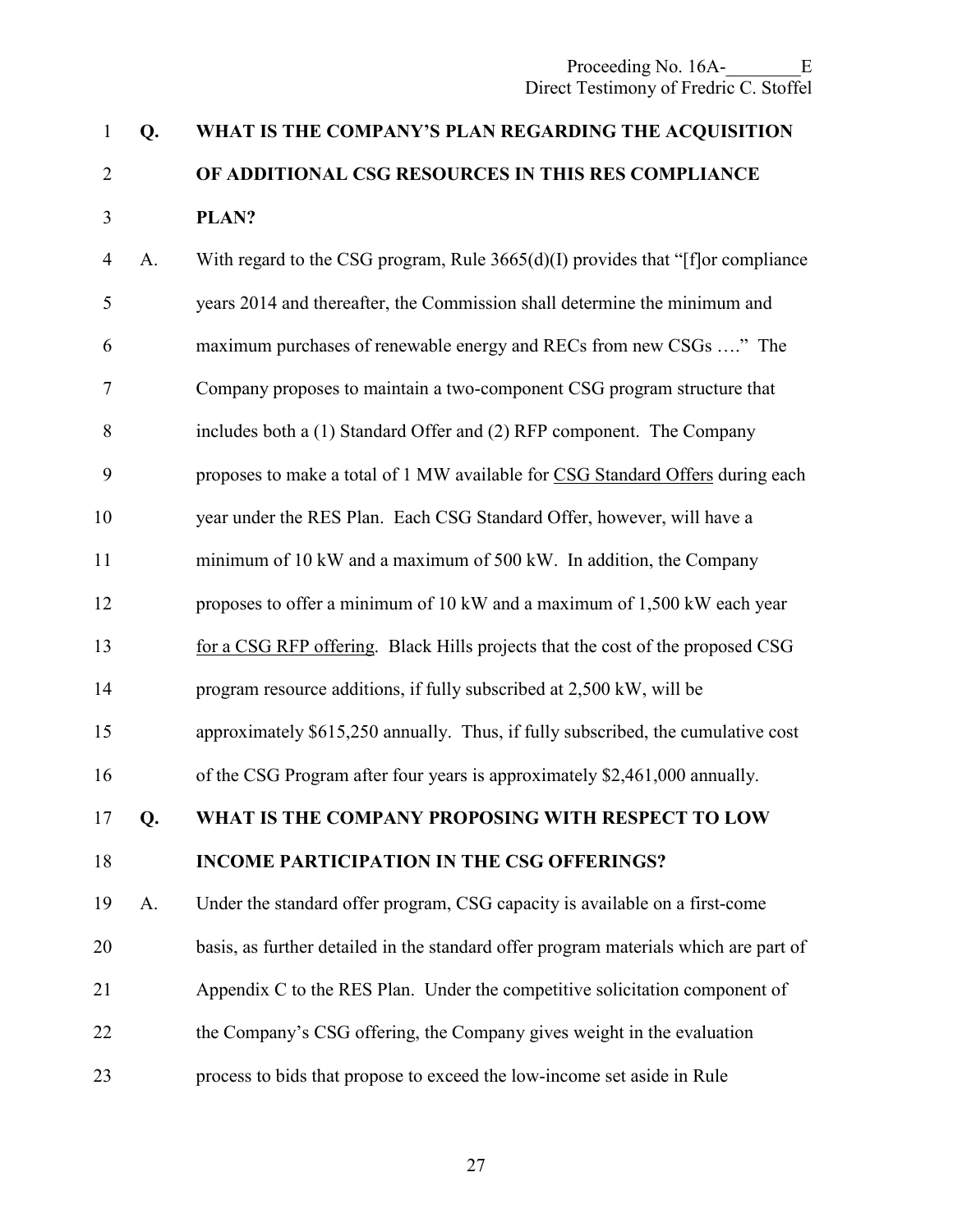**Q. WHAT IS THE COMPANY'S PLAN REGARDING THE ACQUISITION OF ADDITIONAL CSG RESOURCES IN THIS RES COMPLIANCE PLAN?**

A. With regard to the CSG program, Rule 3665(d)(I) provides that "[f]or compliance years 2014 and thereafter, the Commission shall determine the minimum and maximum purchases of renewable energy and RECs from new CSGs …." The Company proposes to maintain a two-component CSG program structure that includes both a (1) Standard Offer and (2) RFP component. The Company proposes to make a total of 1 MW available for <u>CSG Standard Offers</u> during each year under the RES Plan. Each CSG Standard Offer, however, will have a minimum of 10 kW and a maximum of 500 kW. In addition, the Company proposes to offer a minimum of 10 kW and a maximum of 1,500 kW each year <u>for a CSG RFP offering</u>. Black Hills projects that the cost of the proposed CSG program resource additions, if fully subscribed at 2,500 kW, will be approximately \$615,250 annually. Thus, if fully subscribed, the cumulative cost of the CSG Program after four years is approximately \$2,461,000 annually.

**Q. WHAT IS THE COMPANY PROPOSING WITH RESPECT TO LOW INCOME PARTICIPATION IN THE CSG OFFERINGS?**

A. Under the standard offer program, CSG capacity is available on a first-come basis, as further detailed in the standard offer program materials which are part of Appendix C to the RES Plan. Under the competitive solicitation component of the Company's CSG offering, the Company gives weight in the evaluation process to bids that propose to exceed the low-income set aside in Rule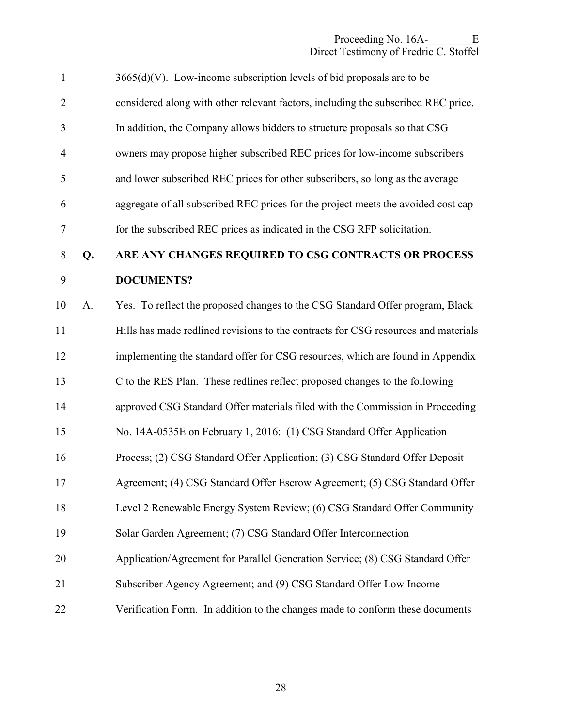3665(d)(V). Low-income subscription levels of bid proposals are to be considered along with other relevant factors, including the subscribed REC price. In addition, the Company allows bidders to structure proposals so that CSG owners may propose higher subscribed REC prices for low-income subscribers and lower subscribed REC prices for other subscribers, so long as the average aggregate of all subscribed REC prices for the project meets the avoided cost cap for the subscribed REC prices as indicated in the CSG RFP solicitation.

**Q. ARE ANY CHANGES REQUIRED TO CSG CONTRACTS OR PROCESS DOCUMENTS?**

A. Yes. To reflect the proposed changes to the CSG Standard Offer program, Black Hills has made redlined revisions to the contracts for CSG resources and materials implementing the standard offer for CSG resources, which are found in Appendix C to the RES Plan. These redlines reflect proposed changes to the following approved CSG Standard Offer materials filed with the Commission in Proceeding No. 14A-0535E on February 1, 2016: (1) CSG Standard Offer Application Process; (2) CSG Standard Offer Application; (3) CSG Standard Offer Deposit Agreement; (4) CSG Standard Offer Escrow Agreement; (5) CSG Standard Offer Level 2 Renewable Energy System Review; (6) CSG Standard Offer Community Solar Garden Agreement; (7) CSG Standard Offer Interconnection Application/Agreement for Parallel Generation Service; (8) CSG Standard Offer Subscriber Agency Agreement; and (9) CSG Standard Offer Low Income Verification Form. In addition to the changes made to conform these documents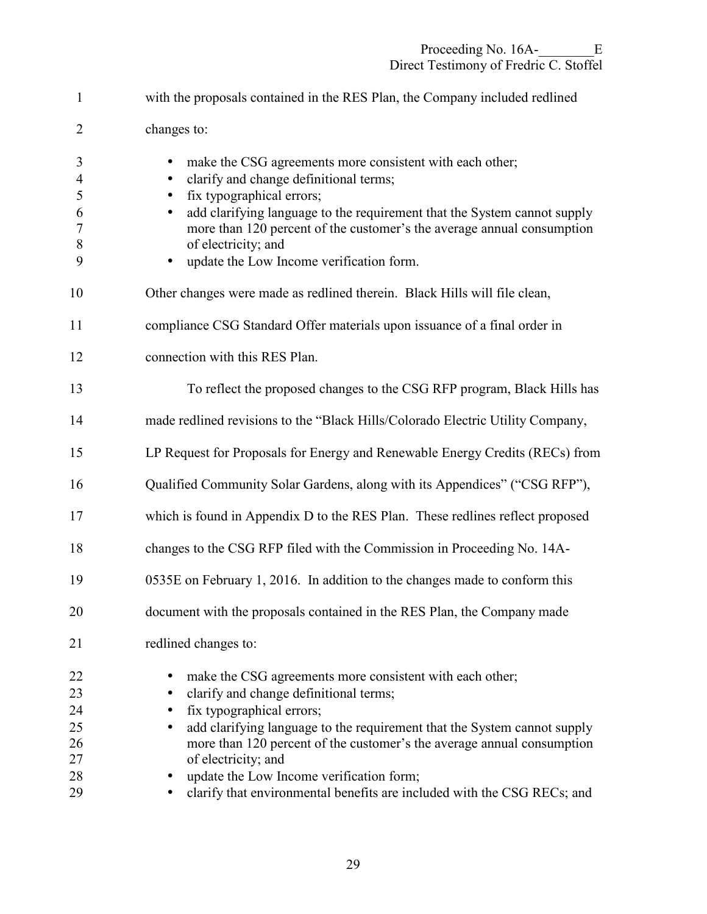with the proposals contained in the RES Plan, the Company included redlined changes to:

- make the CSG agreements more consistent with each other;
- clarify and change definitional terms;
- fix typographical errors;
- add clarifying language to the requirement that the System cannot supply more than 120 percent of the customer's the average annual consumption of electricity; and
- update the Low Income verification form.

Other changes were made as redlined therein. Black Hills will file clean, compliance CSG Standard Offer materials upon issuance of a final order in connection with this RES Plan.

To reflect the proposed changes to the CSG RFP program, Black Hills has made redlined revisions to the "Black Hills/Colorado Electric Utility Company, LP Request for Proposals for Energy and Renewable Energy Credits (RECs) from Qualified Community Solar Gardens, along with its Appendices" ("CSG RFP"), which is found in Appendix D to the RES Plan. These redlines reflect proposed changes to the CSG RFP filed with the Commission in Proceeding No. 14A-0535E on February 1, 2016. In addition to the changes made to conform this document with the proposals contained in the RES Plan, the Company made redlined changes to:

- make the CSG agreements more consistent with each other;
- clarify and change definitional terms;
- fix typographical errors;
- add clarifying language to the requirement that the System cannot supply more than 120 percent of the customer's the average annual consumption of electricity; and
- update the Low Income verification form;
- clarify that environmental benefits are included with the CSG RECs; and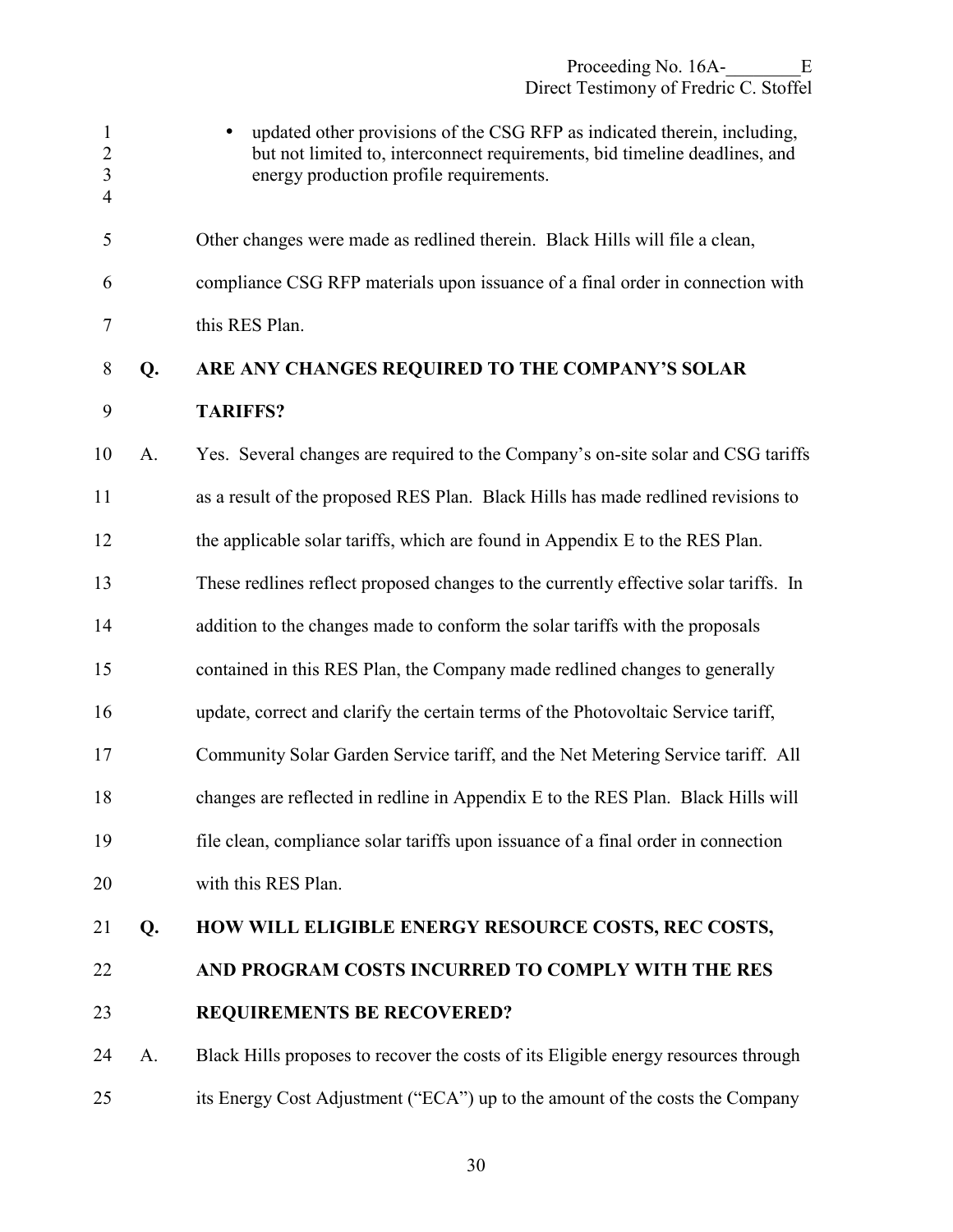- updated other provisions of the CSG RFP as indicated therein, including, but not limited to, interconnect requirements, bid timeline deadlines, and energy production profile requirements.

Other changes were made as redlined therein. Black Hills will file a clean, compliance CSG RFP materials upon issuance of a final order in connection with this RES Plan.

**Q. ARE ANY CHANGES REQUIRED TO THE COMPANY'S SOLAR TARIFFS?**

A. Yes. Several changes are required to the Company's on-site solar and CSG tariffs as a result of the proposed RES Plan. Black Hills has made redlined revisions to the applicable solar tariffs, which are found in Appendix E to the RES Plan. These redlines reflect proposed changes to the currently effective solar tariffs. In addition to the changes made to conform the solar tariffs with the proposals contained in this RES Plan, the Company made redlined changes to generally update, correct and clarify the certain terms of the Photovoltaic Service tariff, Community Solar Garden Service tariff, and the Net Metering Service tariff. All changes are reflected in redline in Appendix E to the RES Plan. Black Hills will file clean, compliance solar tariffs upon issuance of a final order in connection with this RES Plan.

**Q. HOW WILL ELIGIBLE ENERGY RESOURCE COSTS, REC COSTS, AND PROGRAM COSTS INCURRED TO COMPLY WITH THE RES REQUIREMENTS BE RECOVERED?**

A. Black Hills proposes to recover the costs of its Eligible energy resources through its Energy Cost Adjustment ("ECA") up to the amount of the costs the Company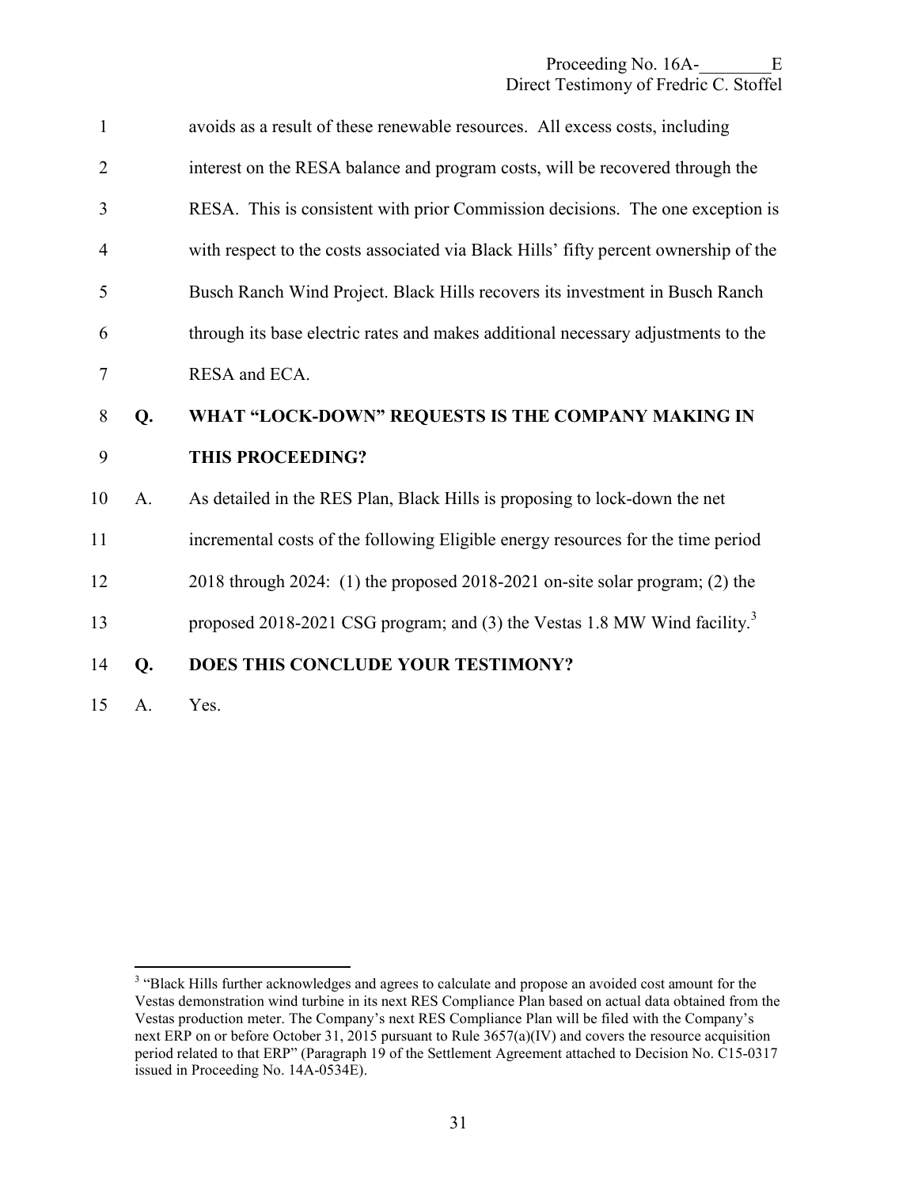avoids as a result of these renewable resources. All excess costs, including interest on the RESA balance and program costs, will be recovered through the RESA. This is consistent with prior Commission decisions. The one exception is with respect to the costs associated via Black Hills' fifty percent ownership of the Busch Ranch Wind Project. Black Hills recovers its investment in Busch Ranch through its base electric rates and makes additional necessary adjustments to the RESA and ECA.

**Q. WHAT "LOCK-DOWN" REQUESTS IS THE COMPANY MAKING IN THIS PROCEEDING?**

A. As detailed in the RES Plan, Black Hills is proposing to lock-down the net incremental costs of the following Eligible energy resources for the time period 2018 through 2024: (1) the proposed 2018-2021 on-site solar program; (2) the proposed 2018-2021 CSG program; and (3) the Vestas 1.8 MW Wind facility.[3]

**Q. DOES THIS CONCLUDE YOUR TESTIMONY?**

A. Yes.

---

[3] "Black Hills further acknowledges and agrees to calculate and propose an avoided cost amount for the Vestas demonstration wind turbine in its next RES Compliance Plan based on actual data obtained from the Vestas production meter. The Company's next RES Compliance Plan will be filed with the Company's next ERP on or before October 31, 2015 pursuant to Rule 3657(a)(IV) and covers the resource acquisition period related to that ERP" (Paragraph 19 of the Settlement Agreement attached to Decision No. C15-0317 issued in Proceeding No. 14A-0534E).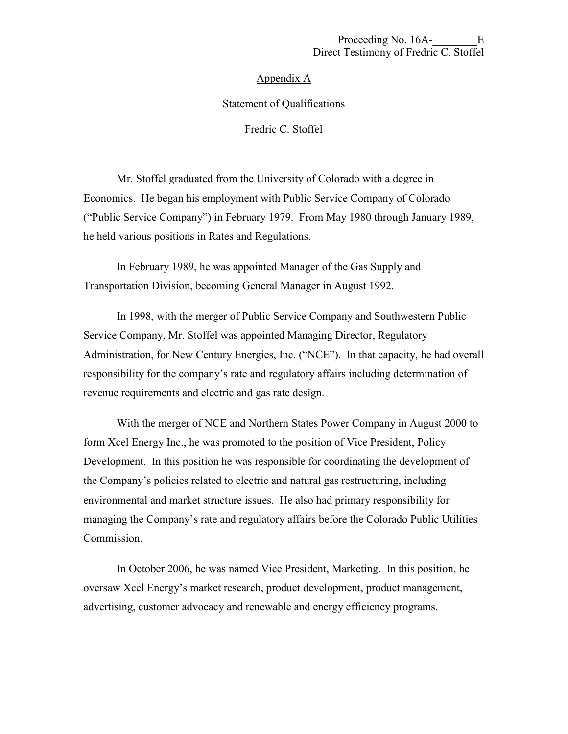Appendix A

Statement of Qualifications

Fredric C. Stoffel

Mr. Stoffel graduated from the University of Colorado with a degree in Economics. He began his employment with Public Service Company of Colorado ("Public Service Company") in February 1979. From May 1980 through January 1989, he held various positions in Rates and Regulations.

In February 1989, he was appointed Manager of the Gas Supply and Transportation Division, becoming General Manager in August 1992.

In 1998, with the merger of Public Service Company and Southwestern Public Service Company, Mr. Stoffel was appointed Managing Director, Regulatory Administration, for New Century Energies, Inc. ("NCE"). In that capacity, he had overall responsibility for the company's rate and regulatory affairs including determination of revenue requirements and electric and gas rate design.

With the merger of NCE and Northern States Power Company in August 2000 to form Xcel Energy Inc., he was promoted to the position of Vice President, Policy Development. In this position he was responsible for coordinating the development of the Company's policies related to electric and natural gas restructuring, including environmental and market structure issues. He also had primary responsibility for managing the Company's rate and regulatory affairs before the Colorado Public Utilities Commission.

In October 2006, he was named Vice President, Marketing. In this position, he oversaw Xcel Energy's market research, product development, product management, advertising, customer advocacy and renewable and energy efficiency programs.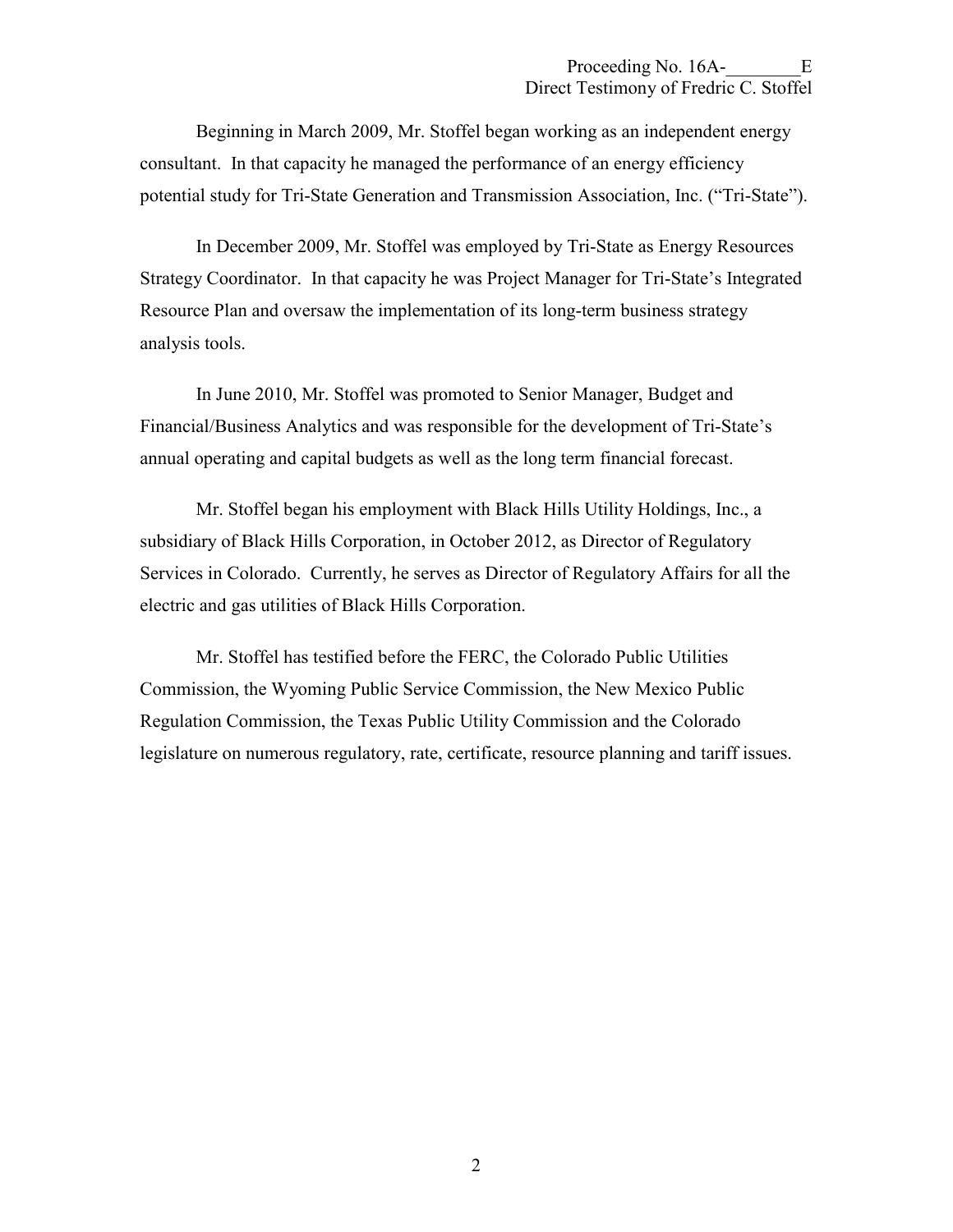Beginning in March 2009, Mr. Stoffel began working as an independent energy consultant. In that capacity he managed the performance of an energy efficiency potential study for Tri-State Generation and Transmission Association, Inc. ("Tri-State").

In December 2009, Mr. Stoffel was employed by Tri-State as Energy Resources Strategy Coordinator. In that capacity he was Project Manager for Tri-State's Integrated Resource Plan and oversaw the implementation of its long-term business strategy analysis tools.

In June 2010, Mr. Stoffel was promoted to Senior Manager, Budget and Financial/Business Analytics and was responsible for the development of Tri-State's annual operating and capital budgets as well as the long term financial forecast.

Mr. Stoffel began his employment with Black Hills Utility Holdings, Inc., a subsidiary of Black Hills Corporation, in October 2012, as Director of Regulatory Services in Colorado. Currently, he serves as Director of Regulatory Affairs for all the electric and gas utilities of Black Hills Corporation.

Mr. Stoffel has testified before the FERC, the Colorado Public Utilities Commission, the Wyoming Public Service Commission, the New Mexico Public Regulation Commission, the Texas Public Utility Commission and the Colorado legislature on numerous regulatory, rate, certificate, resource planning and tariff issues.